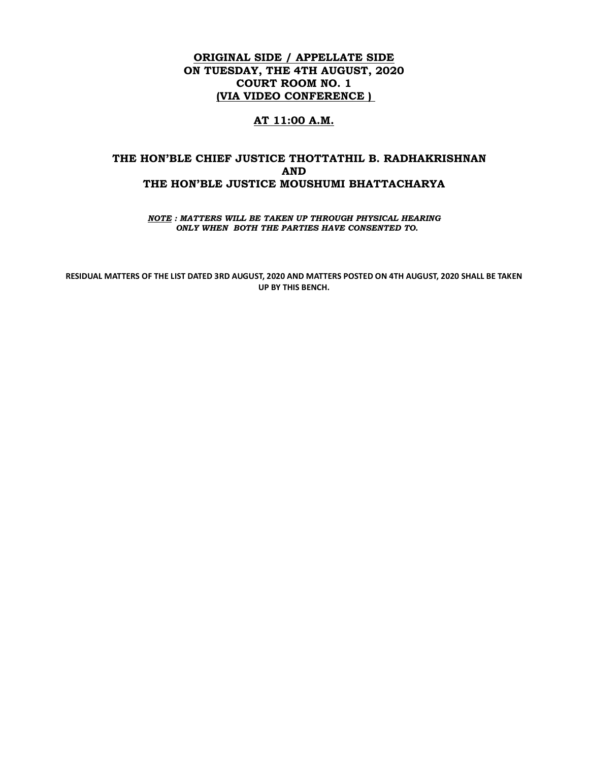**ORIGINAL SIDE / APPELLATE SIDE**
**ON TUESDAY, THE 4TH AUGUST, 2020**
**COURT ROOM NO. 1**
**(VIA VIDEO CONFERENCE )**

**AT 11:00 A.M.**

**THE HON'BLE CHIEF JUSTICE THOTTATHIL B. RADHAKRISHNAN**
**AND**
**THE HON'BLE JUSTICE MOUSHUMI BHATTACHARYA**

***NOTE : MATTERS WILL BE TAKEN UP THROUGH PHYSICAL HEARING ONLY WHEN BOTH THE PARTIES HAVE CONSENTED TO.***

**RESIDUAL MATTERS OF THE LIST DATED 3RD AUGUST, 2020 AND MATTERS POSTED ON 4TH AUGUST, 2020 SHALL BE TAKEN UP BY THIS BENCH.**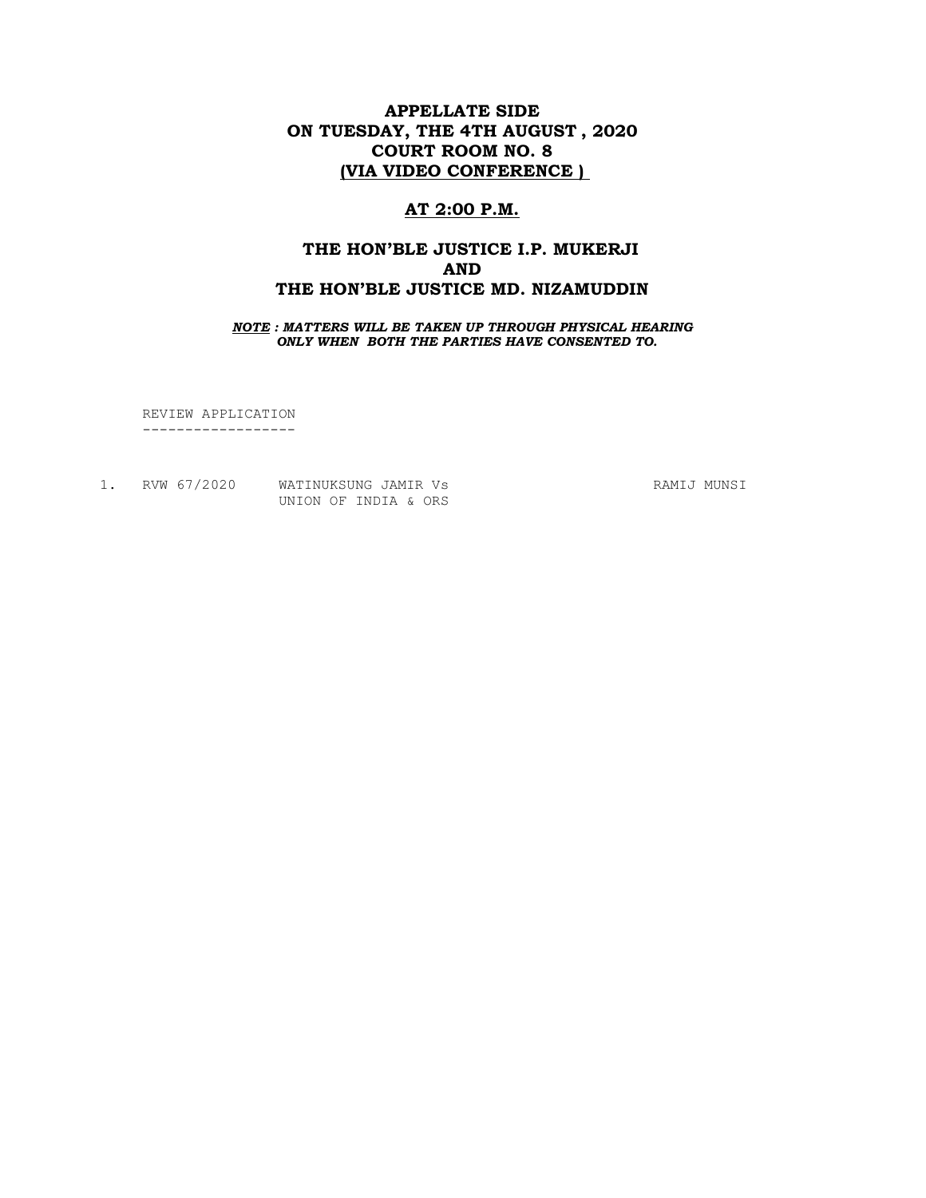**APPELLATE SIDE**
**ON TUESDAY, THE 4TH AUGUST , 2020**
**COURT ROOM NO. 8**
**(VIA VIDEO CONFERENCE )**

**AT 2:00 P.M.**

**THE HON'BLE JUSTICE I.P. MUKERJI**
**AND**
**THE HON'BLE JUSTICE MD. NIZAMUDDIN**

***NOTE : MATTERS WILL BE TAKEN UP THROUGH PHYSICAL HEARING ONLY WHEN BOTH THE PARTIES HAVE CONSENTED TO.***

REVIEW APPLICATION
------------------

1. RVW 67/2020 WATINUKSUNG JAMIR Vs UNION OF INDIA & ORS RAMIJ MUNSI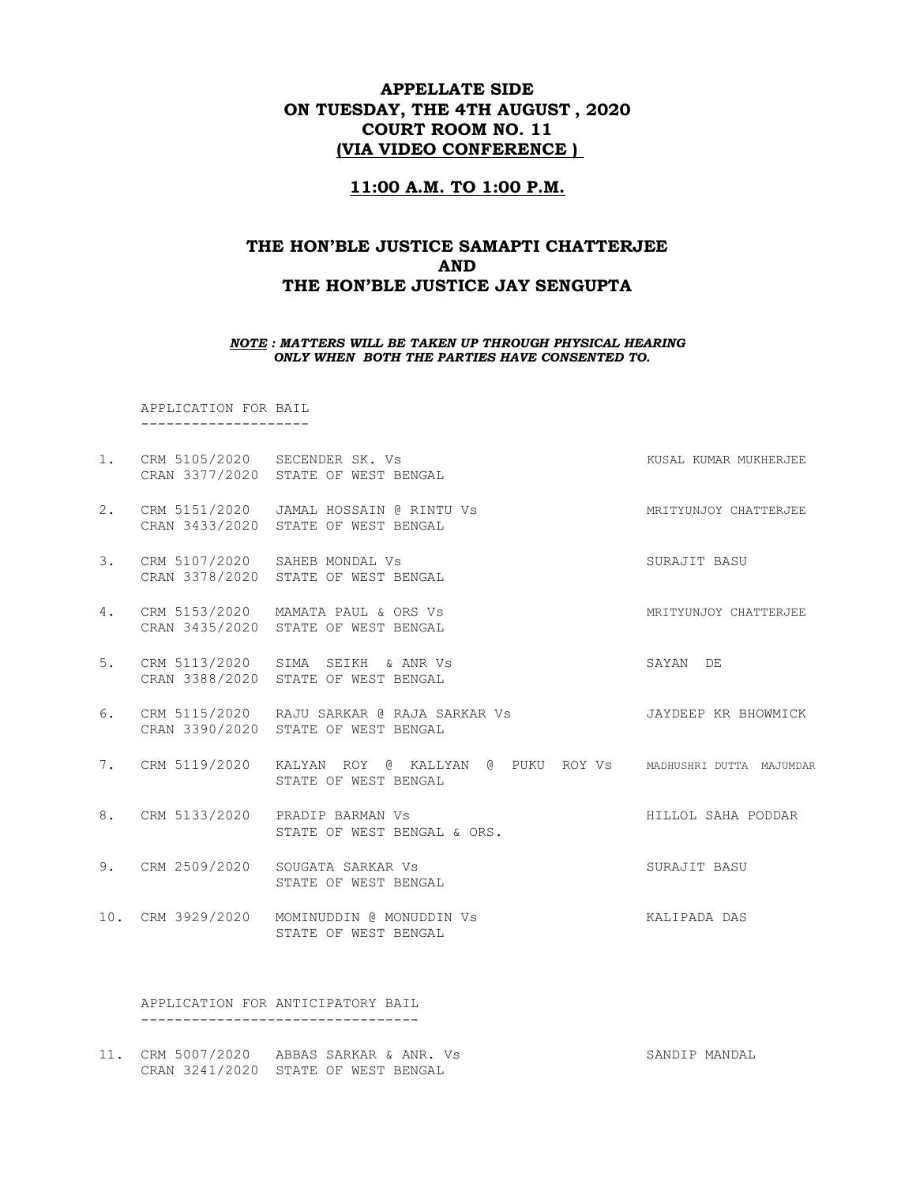**APPELLATE SIDE**
**ON TUESDAY, THE 4TH AUGUST , 2020**
**COURT ROOM NO. 11**
**(VIA VIDEO CONFERENCE )**

**11:00 A.M. TO 1:00 P.M.**

**THE HON'BLE JUSTICE SAMAPTI CHATTERJEE**
**AND**
**THE HON'BLE JUSTICE JAY SENGUPTA**

***NOTE : MATTERS WILL BE TAKEN UP THROUGH PHYSICAL HEARING ONLY WHEN BOTH THE PARTIES HAVE CONSENTED TO.***

APPLICATION FOR BAIL
--------------------

1. CRM 5105/2020 CRAN 3377/2020 SECENDER SK. Vs STATE OF WEST BENGAL — KUSAL KUMAR MUKHERJEE

2. CRM 5151/2020 CRAN 3433/2020 JAMAL HOSSAIN @ RINTU Vs STATE OF WEST BENGAL — MRITYUNJOY CHATTERJEE

3. CRM 5107/2020 CRAN 3378/2020 SAHEB MONDAL Vs STATE OF WEST BENGAL — SURAJIT BASU

4. CRM 5153/2020 CRAN 3435/2020 MAMATA PAUL & ORS Vs STATE OF WEST BENGAL — MRITYUNJOY CHATTERJEE

5. CRM 5113/2020 CRAN 3388/2020 SIMA SEIKH & ANR Vs STATE OF WEST BENGAL — SAYAN DE

6. CRM 5115/2020 CRAN 3390/2020 RAJU SARKAR @ RAJA SARKAR Vs STATE OF WEST BENGAL — JAYDEEP KR BHOWMICK

7. CRM 5119/2020 KALYAN ROY @ KALLYAN @ PUKU ROY Vs STATE OF WEST BENGAL — MADHUSHRI DUTTA MAJUMDAR

8. CRM 5133/2020 PRADIP BARMAN Vs STATE OF WEST BENGAL & ORS. — HILLOL SAHA PODDAR

9. CRM 2509/2020 SOUGATA SARKAR Vs STATE OF WEST BENGAL — SURAJIT BASU

10. CRM 3929/2020 MOMINUDDIN @ MONUDDIN Vs STATE OF WEST BENGAL — KALIPADA DAS

APPLICATION FOR ANTICIPATORY BAIL
---------------------------------

11. CRM 5007/2020 CRAN 3241/2020 ABBAS SARKAR & ANR. Vs STATE OF WEST BENGAL — SANDIP MANDAL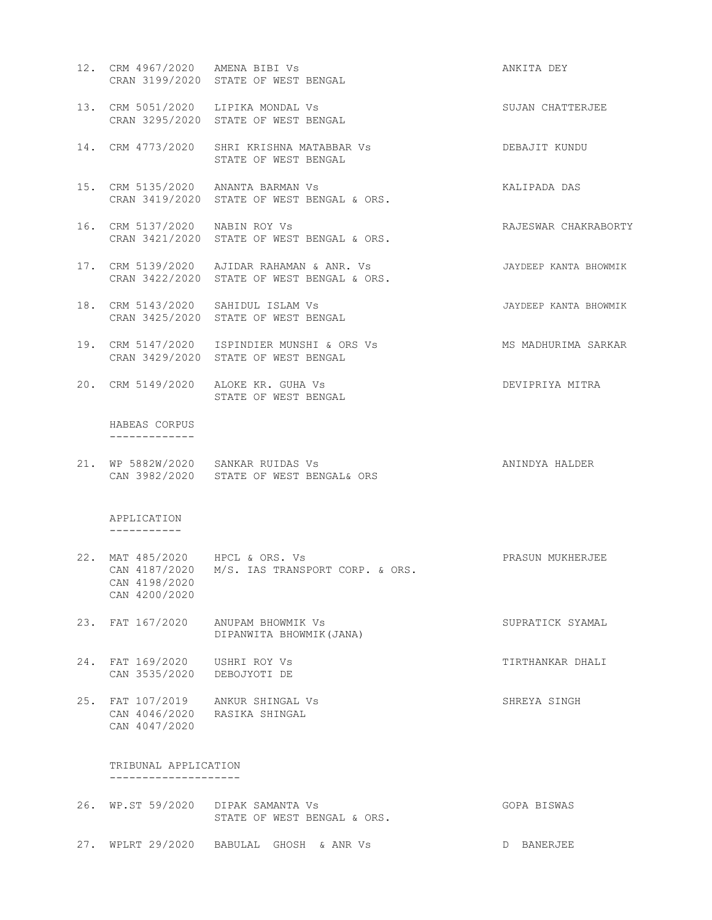| No. | Case No. | Parties | Advocate |
|---|---|---|---|
| 12. | CRM 4967/2020<br>CRAN 3199/2020 | AMENA BIBI Vs<br>STATE OF WEST BENGAL | ANKITA DEY |
| 13. | CRM 5051/2020<br>CRAN 3295/2020 | LIPIKA MONDAL Vs<br>STATE OF WEST BENGAL | SUJAN CHATTERJEE |
| 14. | CRM 4773/2020 | SHRI KRISHNA MATABBAR Vs<br>STATE OF WEST BENGAL | DEBAJIT KUNDU |
| 15. | CRM 5135/2020<br>CRAN 3419/2020 | ANANTA BARMAN Vs<br>STATE OF WEST BENGAL & ORS. | KALIPADA DAS |
| 16. | CRM 5137/2020<br>CRAN 3421/2020 | NABIN ROY Vs<br>STATE OF WEST BENGAL & ORS. | RAJESWAR CHAKRABORTY |
| 17. | CRM 5139/2020<br>CRAN 3422/2020 | AJIDAR RAHAMAN & ANR. Vs<br>STATE OF WEST BENGAL & ORS. | JAYDEEP KANTA BHOWMIK |
| 18. | CRM 5143/2020<br>CRAN 3425/2020 | SAHIDUL ISLAM Vs<br>STATE OF WEST BENGAL | JAYDEEP KANTA BHOWMIK |
| 19. | CRM 5147/2020<br>CRAN 3429/2020 | ISPINDIER MUNSHI & ORS Vs<br>STATE OF WEST BENGAL | MS MADHURIMA SARKAR |
| 20. | CRM 5149/2020 | ALOKE KR. GUHA Vs<br>STATE OF WEST BENGAL | DEVIPRIYA MITRA |

HABEAS CORPUS
-------------

| No. | Case No. | Parties | Advocate |
|---|---|---|---|
| 21. | WP 5882W/2020<br>CAN 3982/2020 | SANKAR RUIDAS Vs<br>STATE OF WEST BENGAL& ORS | ANINDYA HALDER |

APPLICATION
-----------

| No. | Case No. | Parties | Advocate |
|---|---|---|---|
| 22. | MAT 485/2020<br>CAN 4187/2020<br>CAN 4198/2020<br>CAN 4200/2020 | HPCL & ORS. Vs<br>M/S. IAS TRANSPORT CORP. & ORS. | PRASUN MUKHERJEE |
| 23. | FAT 167/2020 | ANUPAM BHOWMIK Vs<br>DIPANWITA BHOWMIK(JANA) | SUPRATICK SYAMAL |
| 24. | FAT 169/2020<br>CAN 3535/2020 | USHRI ROY Vs<br>DEBOJYOTI DE | TIRTHANKAR DHALI |
| 25. | FAT 107/2019<br>CAN 4046/2020<br>CAN 4047/2020 | ANKUR SHINGAL Vs<br>RASIKA SHINGAL | SHREYA SINGH |

TRIBUNAL APPLICATION
--------------------

| No. | Case No. | Parties | Advocate |
|---|---|---|---|
| 26. | WP.ST 59/2020 | DIPAK SAMANTA Vs<br>STATE OF WEST BENGAL & ORS. | GOPA BISWAS |
| 27. | WPLRT 29/2020 | BABULAL GHOSH & ANR Vs | D BANERJEE |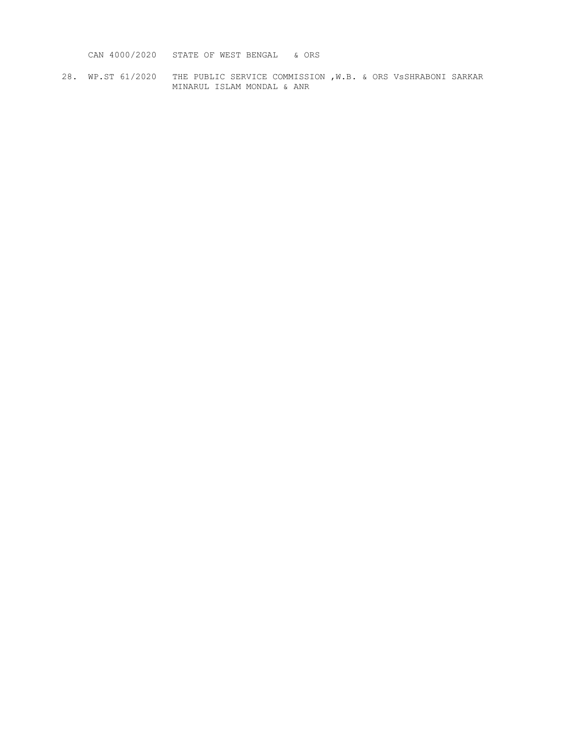CAN 4000/2020 STATE OF WEST BENGAL & ORS

28. WP.ST 61/2020 THE PUBLIC SERVICE COMMISSION ,W.B. & ORS VsSHRABONI SARKAR
    MINARUL ISLAM MONDAL & ANR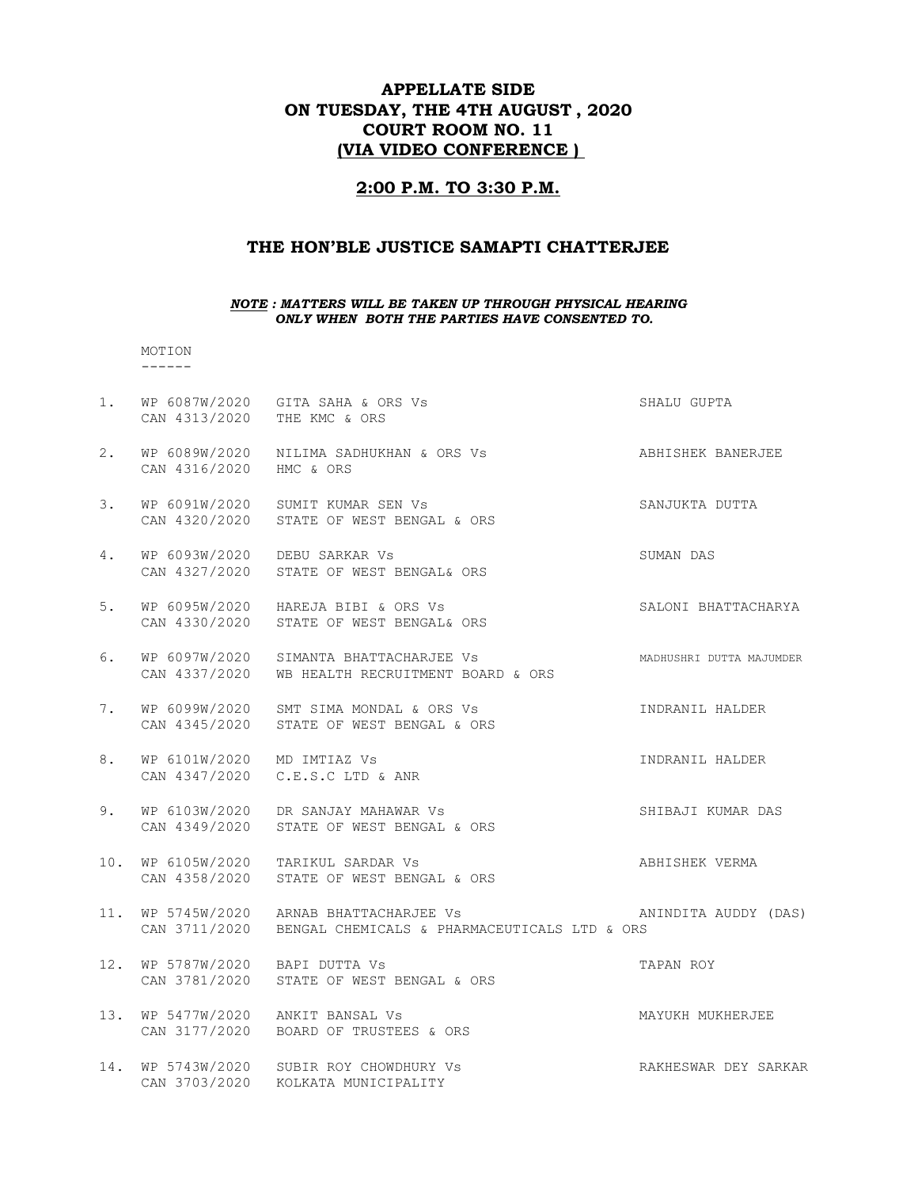# APPELLATE SIDE
# ON TUESDAY, THE 4TH AUGUST , 2020
# COURT ROOM NO. 11
# (VIA VIDEO CONFERENCE )

## 2:00 P.M. TO 3:30 P.M.

## THE HON'BLE JUSTICE SAMAPTI CHATTERJEE

***NOTE : MATTERS WILL BE TAKEN UP THROUGH PHYSICAL HEARING ONLY WHEN BOTH THE PARTIES HAVE CONSENTED TO.***

MOTION
------

| No. | Case No. | Parties | Advocate |
|---|---|---|---|
| 1. | WP 6087W/2020<br>CAN 4313/2020 | GITA SAHA & ORS Vs<br>THE KMC & ORS | SHALU GUPTA |
| 2. | WP 6089W/2020<br>CAN 4316/2020 | NILIMA SADHUKHAN & ORS Vs<br>HMC & ORS | ABHISHEK BANERJEE |
| 3. | WP 6091W/2020<br>CAN 4320/2020 | SUMIT KUMAR SEN Vs<br>STATE OF WEST BENGAL & ORS | SANJUKTA DUTTA |
| 4. | WP 6093W/2020<br>CAN 4327/2020 | DEBU SARKAR Vs<br>STATE OF WEST BENGAL& ORS | SUMAN DAS |
| 5. | WP 6095W/2020<br>CAN 4330/2020 | HAREJA BIBI & ORS Vs<br>STATE OF WEST BENGAL& ORS | SALONI BHATTACHARYA |
| 6. | WP 6097W/2020<br>CAN 4337/2020 | SIMANTA BHATTACHARJEE Vs<br>WB HEALTH RECRUITMENT BOARD & ORS | MADHUSHRI DUTTA MAJUMDER |
| 7. | WP 6099W/2020<br>CAN 4345/2020 | SMT SIMA MONDAL & ORS Vs<br>STATE OF WEST BENGAL & ORS | INDRANIL HALDER |
| 8. | WP 6101W/2020<br>CAN 4347/2020 | MD IMTIAZ Vs<br>C.E.S.C LTD & ANR | INDRANIL HALDER |
| 9. | WP 6103W/2020<br>CAN 4349/2020 | DR SANJAY MAHAWAR Vs<br>STATE OF WEST BENGAL & ORS | SHIBAJI KUMAR DAS |
| 10. | WP 6105W/2020<br>CAN 4358/2020 | TARIKUL SARDAR Vs<br>STATE OF WEST BENGAL & ORS | ABHISHEK VERMA |
| 11. | WP 5745W/2020<br>CAN 3711/2020 | ARNAB BHATTACHARJEE Vs<br>BENGAL CHEMICALS & PHARMACEUTICALS LTD & ORS | ANINDITA AUDDY (DAS) |
| 12. | WP 5787W/2020<br>CAN 3781/2020 | BAPI DUTTA Vs<br>STATE OF WEST BENGAL & ORS | TAPAN ROY |
| 13. | WP 5477W/2020<br>CAN 3177/2020 | ANKIT BANSAL Vs<br>BOARD OF TRUSTEES & ORS | MAYUKH MUKHERJEE |
| 14. | WP 5743W/2020<br>CAN 3703/2020 | SUBIR ROY CHOWDHURY Vs<br>KOLKATA MUNICIPALITY | RAKHESWAR DEY SARKAR |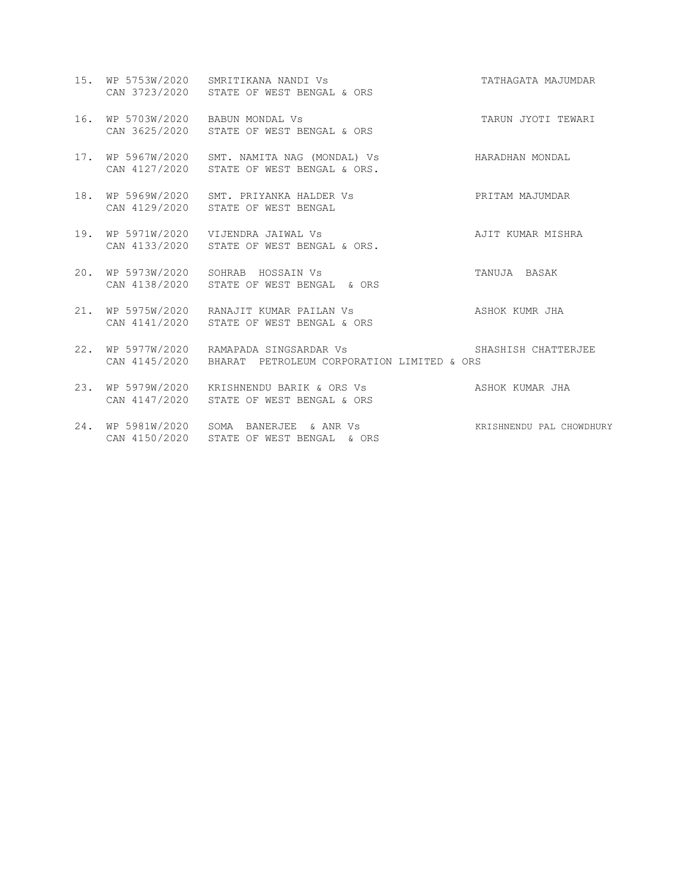15. WP 5753W/2020 SMRITIKANA NANDI Vs TATHAGATA MAJUMDAR
    CAN 3723/2020 STATE OF WEST BENGAL & ORS

16. WP 5703W/2020 BABUN MONDAL Vs TARUN JYOTI TEWARI
    CAN 3625/2020 STATE OF WEST BENGAL & ORS

17. WP 5967W/2020 SMT. NAMITA NAG (MONDAL) Vs HARADHAN MONDAL
    CAN 4127/2020 STATE OF WEST BENGAL & ORS.

18. WP 5969W/2020 SMT. PRIYANKA HALDER Vs PRITAM MAJUMDAR
    CAN 4129/2020 STATE OF WEST BENGAL

19. WP 5971W/2020 VIJENDRA JAIWAL Vs AJIT KUMAR MISHRA
    CAN 4133/2020 STATE OF WEST BENGAL & ORS.

20. WP 5973W/2020 SOHRAB HOSSAIN Vs TANUJA BASAK
    CAN 4138/2020 STATE OF WEST BENGAL & ORS

21. WP 5975W/2020 RANAJIT KUMAR PAILAN Vs ASHOK KUMR JHA
    CAN 4141/2020 STATE OF WEST BENGAL & ORS

22. WP 5977W/2020 RAMAPADA SINGSARDAR Vs SHASHISH CHATTERJEE
    CAN 4145/2020 BHARAT PETROLEUM CORPORATION LIMITED & ORS

23. WP 5979W/2020 KRISHNENDU BARIK & ORS Vs ASHOK KUMAR JHA
    CAN 4147/2020 STATE OF WEST BENGAL & ORS

24. WP 5981W/2020 SOMA BANERJEE & ANR Vs KRISHNENDU PAL CHOWDHURY
    CAN 4150/2020 STATE OF WEST BENGAL & ORS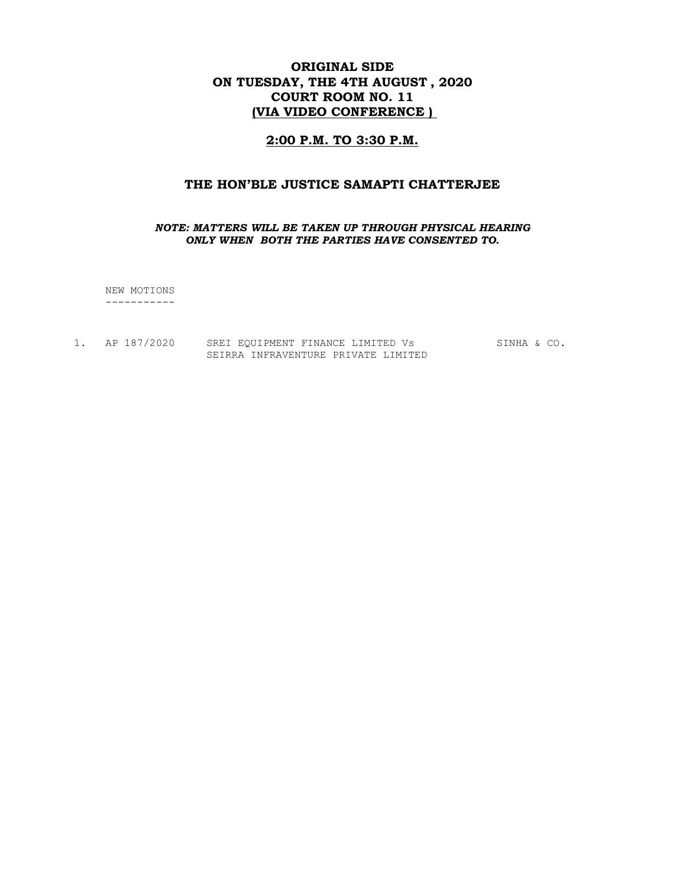# ORIGINAL SIDE
# ON TUESDAY, THE 4TH AUGUST , 2020
# COURT ROOM NO. 11
# (VIA VIDEO CONFERENCE )

## 2:00 P.M. TO 3:30 P.M.

## THE HON'BLE JUSTICE SAMAPTI CHATTERJEE

***NOTE: MATTERS WILL BE TAKEN UP THROUGH PHYSICAL HEARING ONLY WHEN BOTH THE PARTIES HAVE CONSENTED TO.***

NEW MOTIONS
-----------

| | | | |
|---|---|---|---|
| 1. | AP 187/2020 | SREI EQUIPMENT FINANCE LIMITED Vs SEIRRA INFRAVENTURE PRIVATE LIMITED | SINHA & CO. |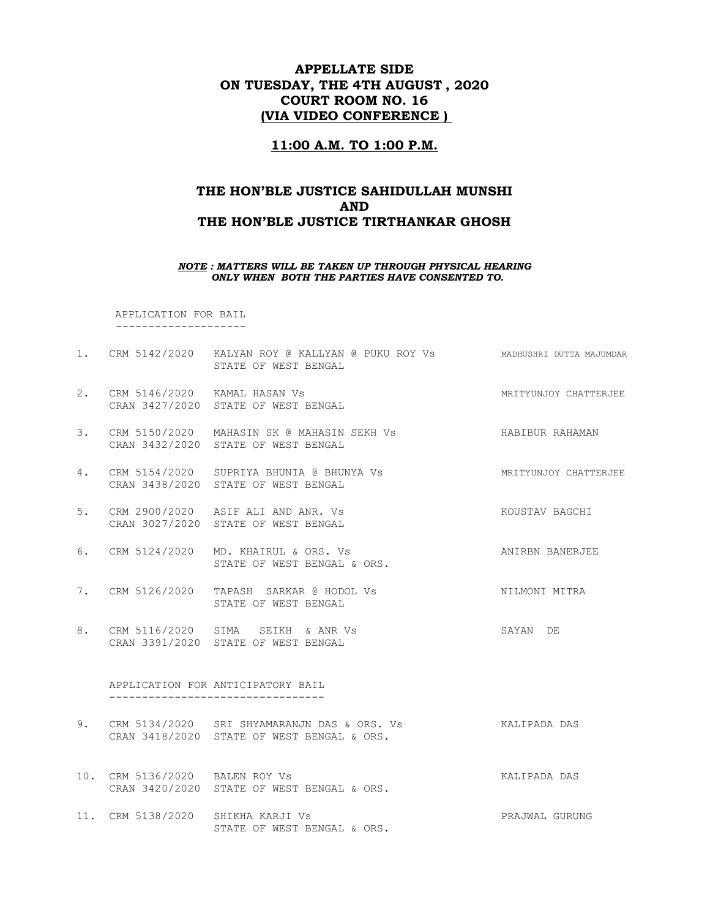# APPELLATE SIDE
# ON TUESDAY, THE 4TH AUGUST , 2020
# COURT ROOM NO. 16
# (VIA VIDEO CONFERENCE )

## 11:00 A.M. TO 1:00 P.M.

## THE HON'BLE JUSTICE SAHIDULLAH MUNSHI
## AND
## THE HON'BLE JUSTICE TIRTHANKAR GHOSH

***NOTE : MATTERS WILL BE TAKEN UP THROUGH PHYSICAL HEARING ONLY WHEN BOTH THE PARTIES HAVE CONSENTED TO.***

APPLICATION FOR BAIL
--------------------

| No. | Case No. | Parties | Advocate |
|---|---|---|---|
| 1. | CRM 5142/2020 | KALYAN ROY @ KALLYAN @ PUKU ROY Vs STATE OF WEST BENGAL | MADHUSHRI DUTTA MAJUMDAR |
| 2. | CRM 5146/2020<br>CRAN 3427/2020 | KAMAL HASAN Vs STATE OF WEST BENGAL | MRITYUNJOY CHATTERJEE |
| 3. | CRM 5150/2020<br>CRAN 3432/2020 | MAHASIN SK @ MAHASIN SEKH Vs STATE OF WEST BENGAL | HABIBUR RAHAMAN |
| 4. | CRM 5154/2020<br>CRAN 3438/2020 | SUPRIYA BHUNIA @ BHUNYA Vs STATE OF WEST BENGAL | MRITYUNJOY CHATTERJEE |
| 5. | CRM 2900/2020<br>CRAN 3027/2020 | ASIF ALI AND ANR. Vs STATE OF WEST BENGAL | KOUSTAV BAGCHI |
| 6. | CRM 5124/2020 | MD. KHAIRUL & ORS. Vs STATE OF WEST BENGAL & ORS. | ANIRBN BANERJEE |
| 7. | CRM 5126/2020 | TAPASH SARKAR @ HODOL Vs STATE OF WEST BENGAL | NILMONI MITRA |
| 8. | CRM 5116/2020<br>CRAN 3391/2020 | SIMA SEIKH & ANR Vs STATE OF WEST BENGAL | SAYAN DE |

APPLICATION FOR ANTICIPATORY BAIL
--------------------------------

| No. | Case No. | Parties | Advocate |
|---|---|---|---|
| 9. | CRM 5134/2020<br>CRAN 3418/2020 | SRI SHYAMARANJN DAS & ORS. Vs STATE OF WEST BENGAL & ORS. | KALIPADA DAS |
| 10. | CRM 5136/2020<br>CRAN 3420/2020 | BALEN ROY Vs STATE OF WEST BENGAL & ORS. | KALIPADA DAS |
| 11. | CRM 5138/2020 | SHIKHA KARJI Vs STATE OF WEST BENGAL & ORS. | PRAJWAL GURUNG |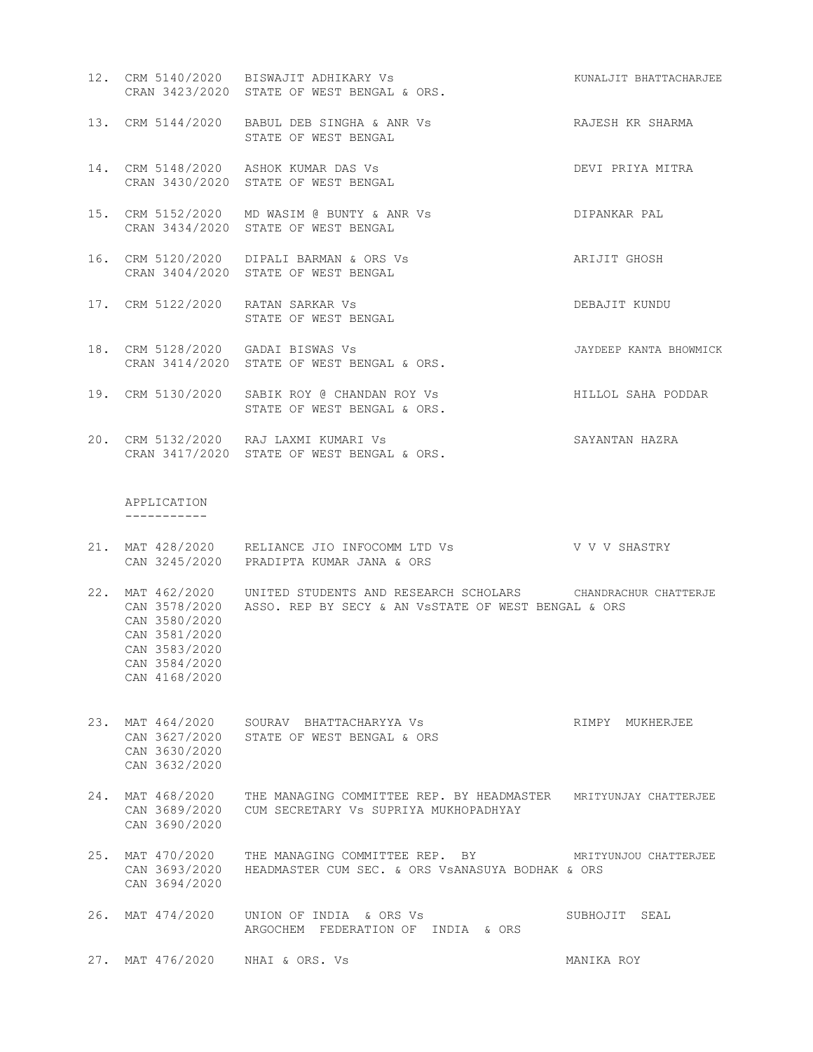12. CRM 5140/2020 BISWAJIT ADHIKARY Vs KUNALJIT BHATTACHARJEE
    CRAN 3423/2020 STATE OF WEST BENGAL & ORS.

13. CRM 5144/2020 BABUL DEB SINGHA & ANR Vs RAJESH KR SHARMA
    STATE OF WEST BENGAL

14. CRM 5148/2020 ASHOK KUMAR DAS Vs DEVI PRIYA MITRA
    CRAN 3430/2020 STATE OF WEST BENGAL

15. CRM 5152/2020 MD WASIM @ BUNTY & ANR Vs DIPANKAR PAL
    CRAN 3434/2020 STATE OF WEST BENGAL

16. CRM 5120/2020 DIPALI BARMAN & ORS Vs ARIJIT GHOSH
    CRAN 3404/2020 STATE OF WEST BENGAL

17. CRM 5122/2020 RATAN SARKAR Vs DEBAJIT KUNDU
    STATE OF WEST BENGAL

18. CRM 5128/2020 GADAI BISWAS Vs JAYDEEP KANTA BHOWMICK
    CRAN 3414/2020 STATE OF WEST BENGAL & ORS.

19. CRM 5130/2020 SABIK ROY @ CHANDAN ROY Vs HILLOL SAHA PODDAR
    STATE OF WEST BENGAL & ORS.

20. CRM 5132/2020 RAJ LAXMI KUMARI Vs SAYANTAN HAZRA
    CRAN 3417/2020 STATE OF WEST BENGAL & ORS.

APPLICATION
-----------

21. MAT 428/2020 RELIANCE JIO INFOCOMM LTD Vs V V V SHASTRY
    CAN 3245/2020 PRADIPTA KUMAR JANA & ORS

22. MAT 462/2020 UNITED STUDENTS AND RESEARCH SCHOLARS CHANDRACHUR CHATTERJE
    CAN 3578/2020 ASSO. REP BY SECY & AN VsSTATE OF WEST BENGAL & ORS
    CAN 3580/2020
    CAN 3581/2020
    CAN 3583/2020
    CAN 3584/2020
    CAN 4168/2020

23. MAT 464/2020 SOURAV BHATTACHARYYA Vs RIMPY MUKHERJEE
    CAN 3627/2020 STATE OF WEST BENGAL & ORS
    CAN 3630/2020
    CAN 3632/2020

24. MAT 468/2020 THE MANAGING COMMITTEE REP. BY HEADMASTER MRITYUNJAY CHATTERJEE
    CAN 3689/2020 CUM SECRETARY Vs SUPRIYA MUKHOPADHYAY
    CAN 3690/2020

25. MAT 470/2020 THE MANAGING COMMITTEE REP. BY MRITYUNJOU CHATTERJEE
    CAN 3693/2020 HEADMASTER CUM SEC. & ORS VsANASUYA BODHAK & ORS
    CAN 3694/2020

26. MAT 474/2020 UNION OF INDIA & ORS Vs SUBHOJIT SEAL
    ARGOCHEM FEDERATION OF INDIA & ORS

27. MAT 476/2020 NHAI & ORS. Vs MANIKA ROY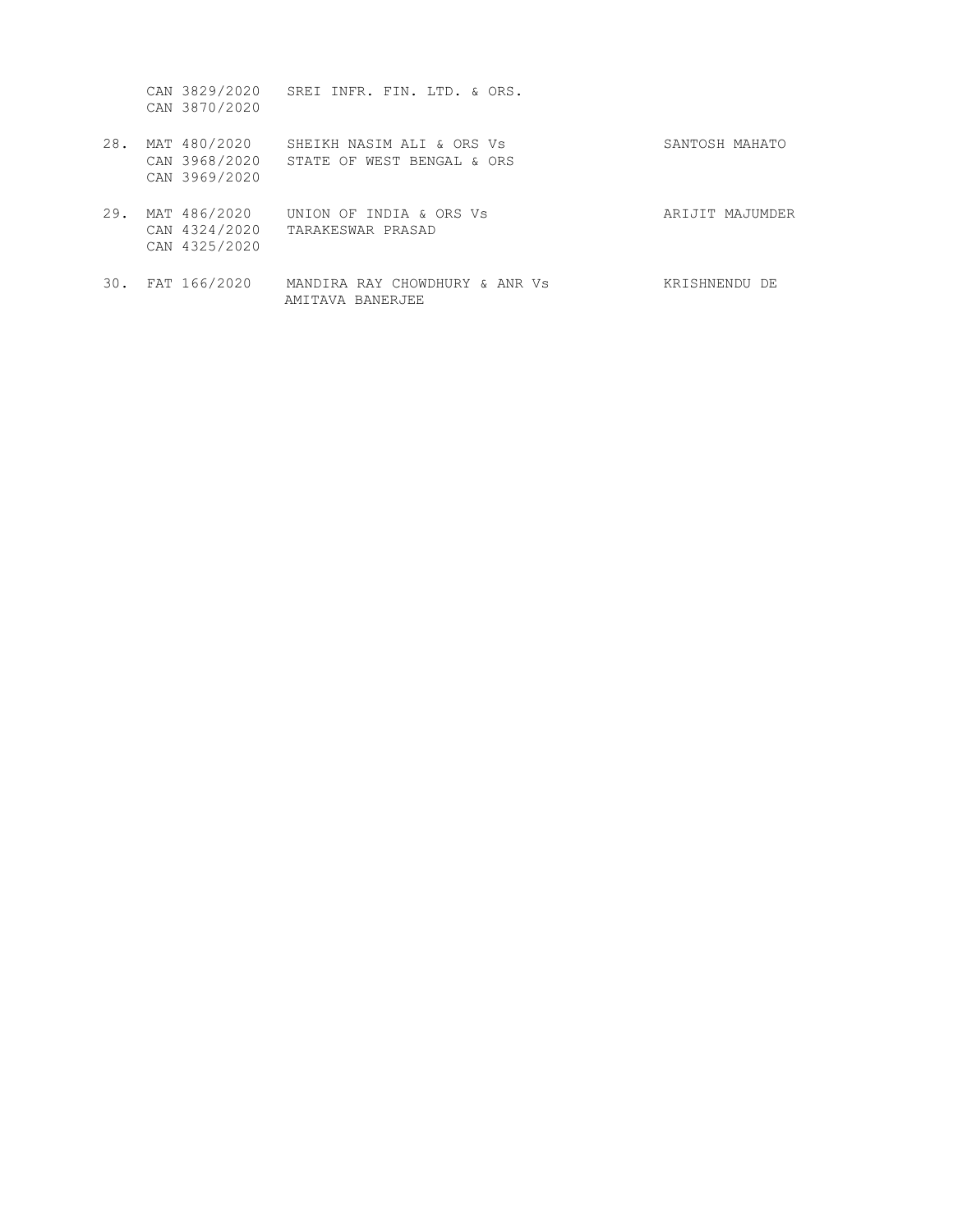| | | | |
|---|---|---|---|
| | CAN 3829/2020<br>CAN 3870/2020 | SREI INFR. FIN. LTD. & ORS. | |
| 28. | MAT 480/2020<br>CAN 3968/2020<br>CAN 3969/2020 | SHEIKH NASIM ALI & ORS Vs<br>STATE OF WEST BENGAL & ORS | SANTOSH MAHATO |
| 29. | MAT 486/2020<br>CAN 4324/2020<br>CAN 4325/2020 | UNION OF INDIA & ORS Vs<br>TARAKESWAR PRASAD | ARIJIT MAJUMDER |
| 30. | FAT 166/2020 | MANDIRA RAY CHOWDHURY & ANR Vs<br>AMITAVA BANERJEE | KRISHNENDU DE |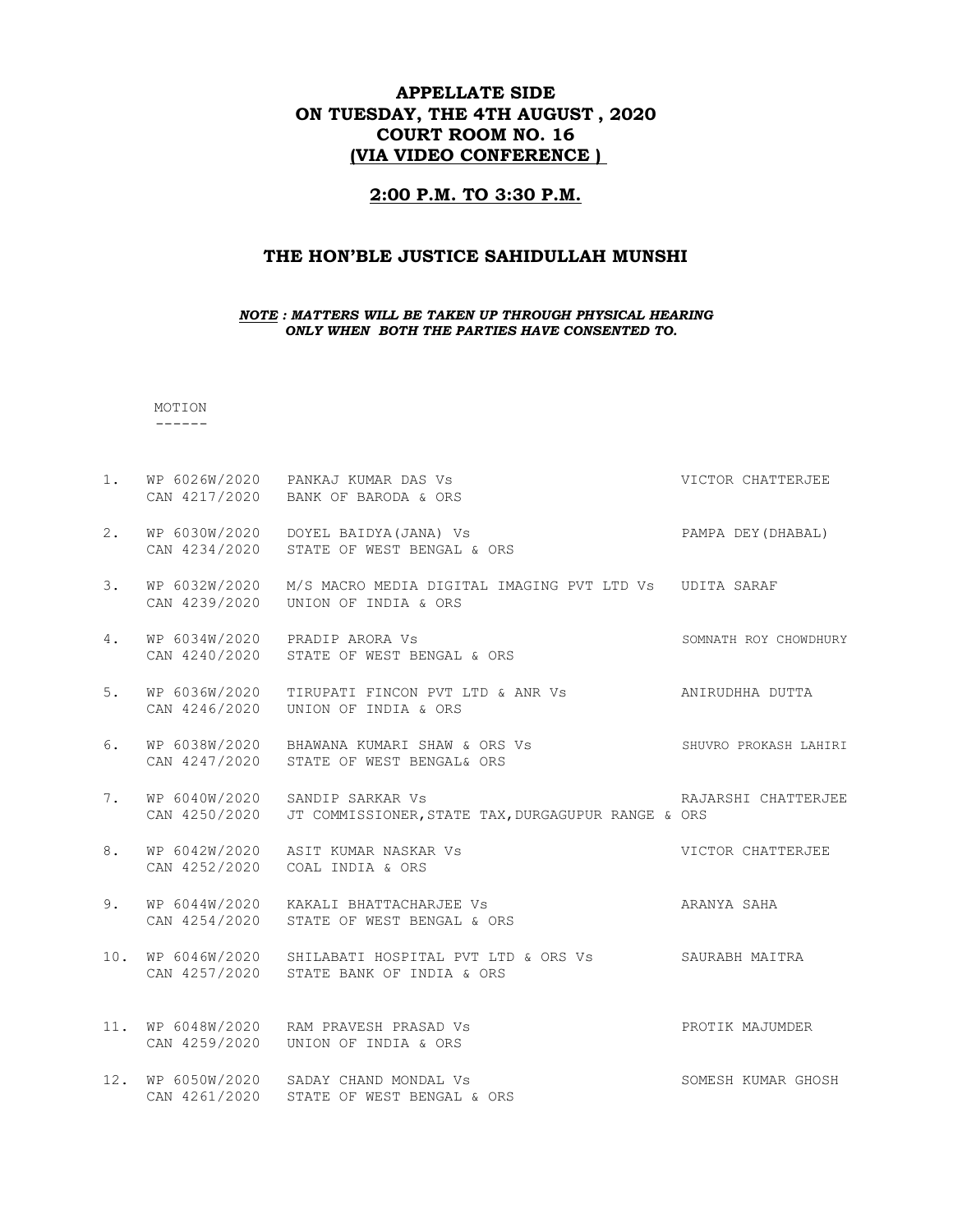# APPELLATE SIDE
# ON TUESDAY, THE 4TH AUGUST , 2020
# COURT ROOM NO. 16
# (VIA VIDEO CONFERENCE )

## 2:00 P.M. TO 3:30 P.M.

## THE HON'BLE JUSTICE SAHIDULLAH MUNSHI

***NOTE : MATTERS WILL BE TAKEN UP THROUGH PHYSICAL HEARING ONLY WHEN BOTH THE PARTIES HAVE CONSENTED TO.***

MOTION
------

| No. | Case No. | Parties | Advocate |
|---|---|---|---|
| 1. | WP 6026W/2020<br>CAN 4217/2020 | PANKAJ KUMAR DAS Vs<br>BANK OF BARODA & ORS | VICTOR CHATTERJEE |
| 2. | WP 6030W/2020<br>CAN 4234/2020 | DOYEL BAIDYA(JANA) Vs<br>STATE OF WEST BENGAL & ORS | PAMPA DEY(DHABAL) |
| 3. | WP 6032W/2020<br>CAN 4239/2020 | M/S MACRO MEDIA DIGITAL IMAGING PVT LTD Vs<br>UNION OF INDIA & ORS | UDITA SARAF |
| 4. | WP 6034W/2020<br>CAN 4240/2020 | PRADIP ARORA Vs<br>STATE OF WEST BENGAL & ORS | SOMNATH ROY CHOWDHURY |
| 5. | WP 6036W/2020<br>CAN 4246/2020 | TIRUPATI FINCON PVT LTD & ANR Vs<br>UNION OF INDIA & ORS | ANIRUDHHA DUTTA |
| 6. | WP 6038W/2020<br>CAN 4247/2020 | BHAWANA KUMARI SHAW & ORS Vs<br>STATE OF WEST BENGAL& ORS | SHUVRO PROKASH LAHIRI |
| 7. | WP 6040W/2020<br>CAN 4250/2020 | SANDIP SARKAR Vs<br>JT COMMISSIONER,STATE TAX,DURGAGUPUR RANGE & ORS | RAJARSHI CHATTERJEE |
| 8. | WP 6042W/2020<br>CAN 4252/2020 | ASIT KUMAR NASKAR Vs<br>COAL INDIA & ORS | VICTOR CHATTERJEE |
| 9. | WP 6044W/2020<br>CAN 4254/2020 | KAKALI BHATTACHARJEE Vs<br>STATE OF WEST BENGAL & ORS | ARANYA SAHA |
| 10. | WP 6046W/2020<br>CAN 4257/2020 | SHILABATI HOSPITAL PVT LTD & ORS Vs<br>STATE BANK OF INDIA & ORS | SAURABH MAITRA |
| 11. | WP 6048W/2020<br>CAN 4259/2020 | RAM PRAVESH PRASAD Vs<br>UNION OF INDIA & ORS | PROTIK MAJUMDER |
| 12. | WP 6050W/2020<br>CAN 4261/2020 | SADAY CHAND MONDAL Vs<br>STATE OF WEST BENGAL & ORS | SOMESH KUMAR GHOSH |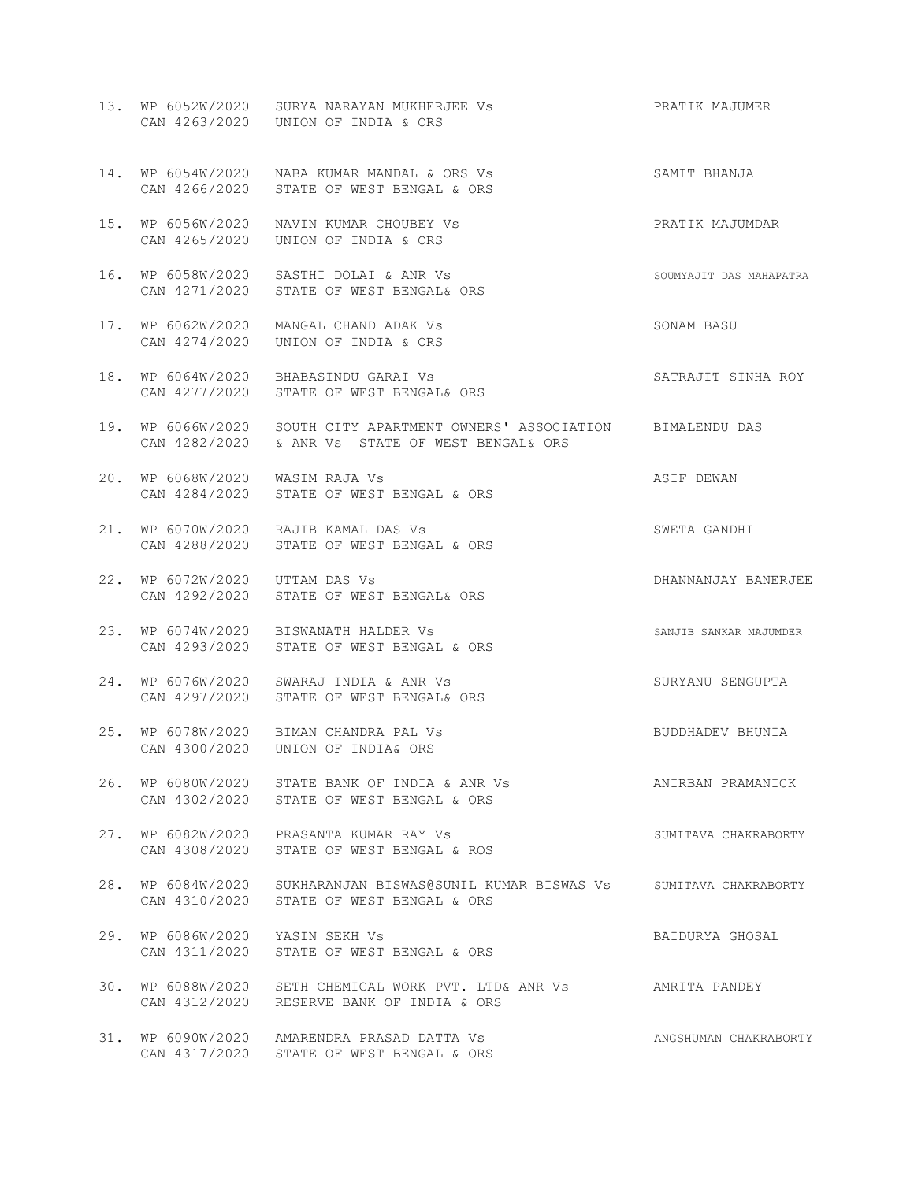13. WP 6052W/2020 SURYA NARAYAN MUKHERJEE Vs PRATIK MAJUMER
    CAN 4263/2020 UNION OF INDIA & ORS

14. WP 6054W/2020 NABA KUMAR MANDAL & ORS Vs SAMIT BHANJA
    CAN 4266/2020 STATE OF WEST BENGAL & ORS

15. WP 6056W/2020 NAVIN KUMAR CHOUBEY Vs PRATIK MAJUMDAR
    CAN 4265/2020 UNION OF INDIA & ORS

16. WP 6058W/2020 SASTHI DOLAI & ANR Vs SOUMYAJIT DAS MAHAPATRA
    CAN 4271/2020 STATE OF WEST BENGAL& ORS

17. WP 6062W/2020 MANGAL CHAND ADAK Vs SONAM BASU
    CAN 4274/2020 UNION OF INDIA & ORS

18. WP 6064W/2020 BHABASINDU GARAI Vs SATRAJIT SINHA ROY
    CAN 4277/2020 STATE OF WEST BENGAL& ORS

19. WP 6066W/2020 SOUTH CITY APARTMENT OWNERS' ASSOCIATION BIMALENDU DAS
    CAN 4282/2020 & ANR Vs STATE OF WEST BENGAL& ORS

20. WP 6068W/2020 WASIM RAJA Vs ASIF DEWAN
    CAN 4284/2020 STATE OF WEST BENGAL & ORS

21. WP 6070W/2020 RAJIB KAMAL DAS Vs SWETA GANDHI
    CAN 4288/2020 STATE OF WEST BENGAL & ORS

22. WP 6072W/2020 UTTAM DAS Vs DHANNANJAY BANERJEE
    CAN 4292/2020 STATE OF WEST BENGAL& ORS

23. WP 6074W/2020 BISWANATH HALDER Vs SANJIB SANKAR MAJUMDER
    CAN 4293/2020 STATE OF WEST BENGAL & ORS

24. WP 6076W/2020 SWARAJ INDIA & ANR Vs SURYANU SENGUPTA
    CAN 4297/2020 STATE OF WEST BENGAL& ORS

25. WP 6078W/2020 BIMAN CHANDRA PAL Vs BUDDHADEV BHUNIA
    CAN 4300/2020 UNION OF INDIA& ORS

26. WP 6080W/2020 STATE BANK OF INDIA & ANR Vs ANIRBAN PRAMANICK
    CAN 4302/2020 STATE OF WEST BENGAL & ORS

27. WP 6082W/2020 PRASANTA KUMAR RAY Vs SUMITAVA CHAKRABORTY
    CAN 4308/2020 STATE OF WEST BENGAL & ROS

28. WP 6084W/2020 SUKHARANJAN BISWAS@SUNIL KUMAR BISWAS Vs SUMITAVA CHAKRABORTY
    CAN 4310/2020 STATE OF WEST BENGAL & ORS

29. WP 6086W/2020 YASIN SEKH Vs BAIDURYA GHOSAL
    CAN 4311/2020 STATE OF WEST BENGAL & ORS

30. WP 6088W/2020 SETH CHEMICAL WORK PVT. LTD& ANR Vs AMRITA PANDEY
    CAN 4312/2020 RESERVE BANK OF INDIA & ORS

31. WP 6090W/2020 AMARENDRA PRASAD DATTA Vs ANGSHUMAN CHAKRABORTY
    CAN 4317/2020 STATE OF WEST BENGAL & ORS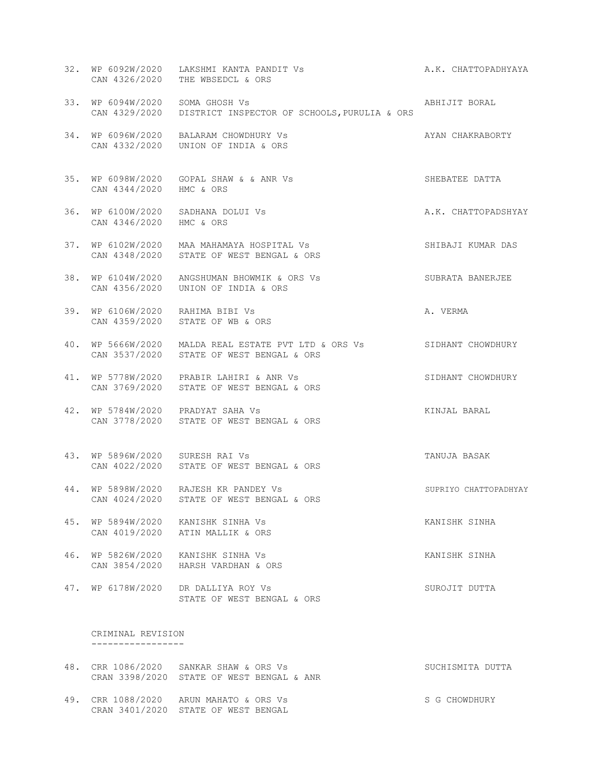32. WP 6092W/2020 LAKSHMI KANTA PANDIT Vs A.K. CHATTOPADHYAYA
    CAN 4326/2020 THE WBSEDCL & ORS

33. WP 6094W/2020 SOMA GHOSH Vs ABHIJIT BORAL
    CAN 4329/2020 DISTRICT INSPECTOR OF SCHOOLS,PURULIA & ORS

34. WP 6096W/2020 BALARAM CHOWDHURY Vs AYAN CHAKRABORTY
    CAN 4332/2020 UNION OF INDIA & ORS

35. WP 6098W/2020 GOPAL SHAW & & ANR Vs SHEBATEE DATTA
    CAN 4344/2020 HMC & ORS

36. WP 6100W/2020 SADHANA DOLUI Vs A.K. CHATTOPADSHYAY
    CAN 4346/2020 HMC & ORS

37. WP 6102W/2020 MAA MAHAMAYA HOSPITAL Vs SHIBAJI KUMAR DAS
    CAN 4348/2020 STATE OF WEST BENGAL & ORS

38. WP 6104W/2020 ANGSHUMAN BHOWMIK & ORS Vs SUBRATA BANERJEE
    CAN 4356/2020 UNION OF INDIA & ORS

39. WP 6106W/2020 RAHIMA BIBI Vs A. VERMA
    CAN 4359/2020 STATE OF WB & ORS

40. WP 5666W/2020 MALDA REAL ESTATE PVT LTD & ORS Vs SIDHANT CHOWDHURY
    CAN 3537/2020 STATE OF WEST BENGAL & ORS

41. WP 5778W/2020 PRABIR LAHIRI & ANR Vs SIDHANT CHOWDHURY
    CAN 3769/2020 STATE OF WEST BENGAL & ORS

42. WP 5784W/2020 PRADYAT SAHA Vs KINJAL BARAL
    CAN 3778/2020 STATE OF WEST BENGAL & ORS

43. WP 5896W/2020 SURESH RAI Vs TANUJA BASAK
    CAN 4022/2020 STATE OF WEST BENGAL & ORS

44. WP 5898W/2020 RAJESH KR PANDEY Vs SUPRIYO CHATTOPADHYAY
    CAN 4024/2020 STATE OF WEST BENGAL & ORS

45. WP 5894W/2020 KANISHK SINHA Vs KANISHK SINHA
    CAN 4019/2020 ATIN MALLIK & ORS

46. WP 5826W/2020 KANISHK SINHA Vs KANISHK SINHA
    CAN 3854/2020 HARSH VARDHAN & ORS

47. WP 6178W/2020 DR DALLIYA ROY Vs SUROJIT DUTTA
    STATE OF WEST BENGAL & ORS

## CRIMINAL REVISION

48. CRR 1086/2020 SANKAR SHAW & ORS Vs SUCHISMITA DUTTA
    CRAN 3398/2020 STATE OF WEST BENGAL & ANR

49. CRR 1088/2020 ARUN MAHATO & ORS Vs S G CHOWDHURY
    CRAN 3401/2020 STATE OF WEST BENGAL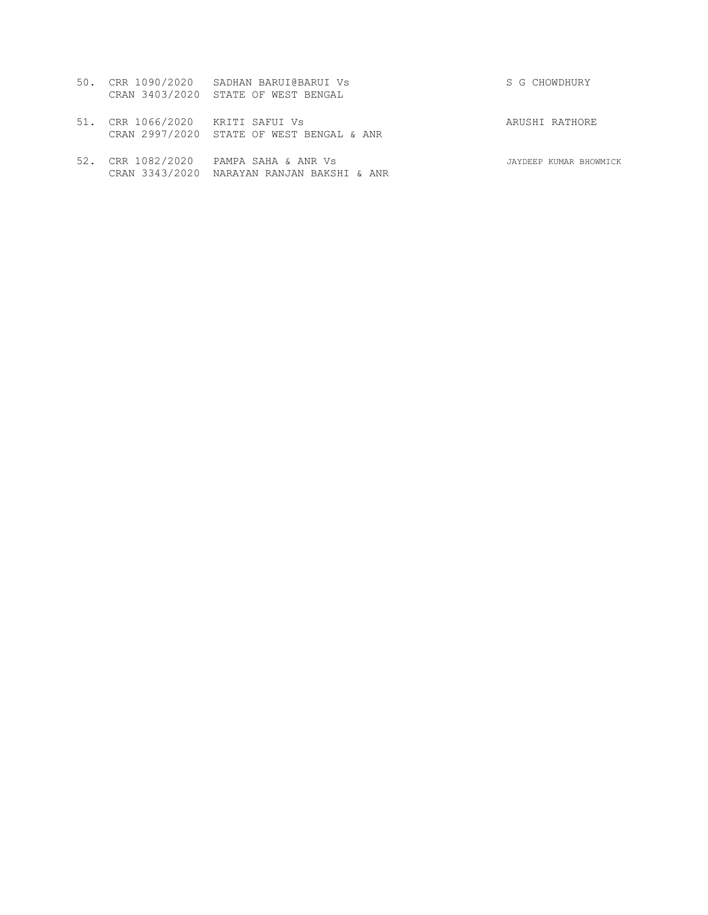| | | | |
|---|---|---|---|
| 50. | CRR 1090/2020<br>CRAN 3403/2020 | SADHAN BARUI@BARUI Vs<br>STATE OF WEST BENGAL | S G CHOWDHURY |
| 51. | CRR 1066/2020<br>CRAN 2997/2020 | KRITI SAFUI Vs<br>STATE OF WEST BENGAL & ANR | ARUSHI RATHORE |
| 52. | CRR 1082/2020<br>CRAN 3343/2020 | PAMPA SAHA & ANR Vs<br>NARAYAN RANJAN BAKSHI & ANR | JAYDEEP KUMAR BHOWMICK |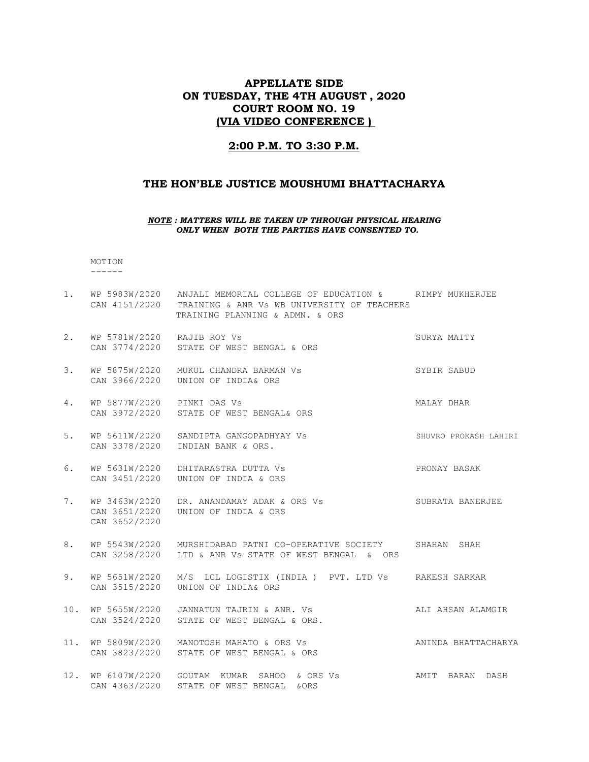# APPELLATE SIDE
# ON TUESDAY, THE 4TH AUGUST , 2020
# COURT ROOM NO. 19
# (VIA VIDEO CONFERENCE )

## 2:00 P.M. TO 3:30 P.M.

## THE HON'BLE JUSTICE MOUSHUMI BHATTACHARYA

***NOTE : MATTERS WILL BE TAKEN UP THROUGH PHYSICAL HEARING ONLY WHEN BOTH THE PARTIES HAVE CONSENTED TO.***

MOTION
------

| No. | Case No. | Parties | Advocate |
|---|---|---|---|
| 1. | WP 5983W/2020<br>CAN 4151/2020 | ANJALI MEMORIAL COLLEGE OF EDUCATION & TRAINING & ANR Vs WB UNIVERSITY OF TEACHERS TRAINING PLANNING & ADMN. & ORS | RIMPY MUKHERJEE |
| 2. | WP 5781W/2020<br>CAN 3774/2020 | RAJIB ROY Vs<br>STATE OF WEST BENGAL & ORS | SURYA MAITY |
| 3. | WP 5875W/2020<br>CAN 3966/2020 | MUKUL CHANDRA BARMAN Vs<br>UNION OF INDIA& ORS | SYBIR SABUD |
| 4. | WP 5877W/2020<br>CAN 3972/2020 | PINKI DAS Vs<br>STATE OF WEST BENGAL& ORS | MALAY DHAR |
| 5. | WP 5611W/2020<br>CAN 3378/2020 | SANDIPTA GANGOPADHYAY Vs<br>INDIAN BANK & ORS. | SHUVRO PROKASH LAHIRI |
| 6. | WP 5631W/2020<br>CAN 3451/2020 | DHITARASTRA DUTTA Vs<br>UNION OF INDIA & ORS | PRONAY BASAK |
| 7. | WP 3463W/2020<br>CAN 3651/2020<br>CAN 3652/2020 | DR. ANANDAMAY ADAK & ORS Vs<br>UNION OF INDIA & ORS | SUBRATA BANERJEE |
| 8. | WP 5543W/2020<br>CAN 3258/2020 | MURSHIDABAD PATNI CO-OPERATIVE SOCIETY LTD & ANR Vs STATE OF WEST BENGAL & ORS | SHAHAN SHAH |
| 9. | WP 5651W/2020<br>CAN 3515/2020 | M/S LCL LOGISTIX (INDIA ) PVT. LTD Vs<br>UNION OF INDIA& ORS | RAKESH SARKAR |
| 10. | WP 5655W/2020<br>CAN 3524/2020 | JANNATUN TAJRIN & ANR. Vs<br>STATE OF WEST BENGAL & ORS. | ALI AHSAN ALAMGIR |
| 11. | WP 5809W/2020<br>CAN 3823/2020 | MANOTOSH MAHATO & ORS Vs<br>STATE OF WEST BENGAL & ORS | ANINDA BHATTACHARYA |
| 12. | WP 6107W/2020<br>CAN 4363/2020 | GOUTAM KUMAR SAHOO & ORS Vs<br>STATE OF WEST BENGAL &ORS | AMIT BARAN DASH |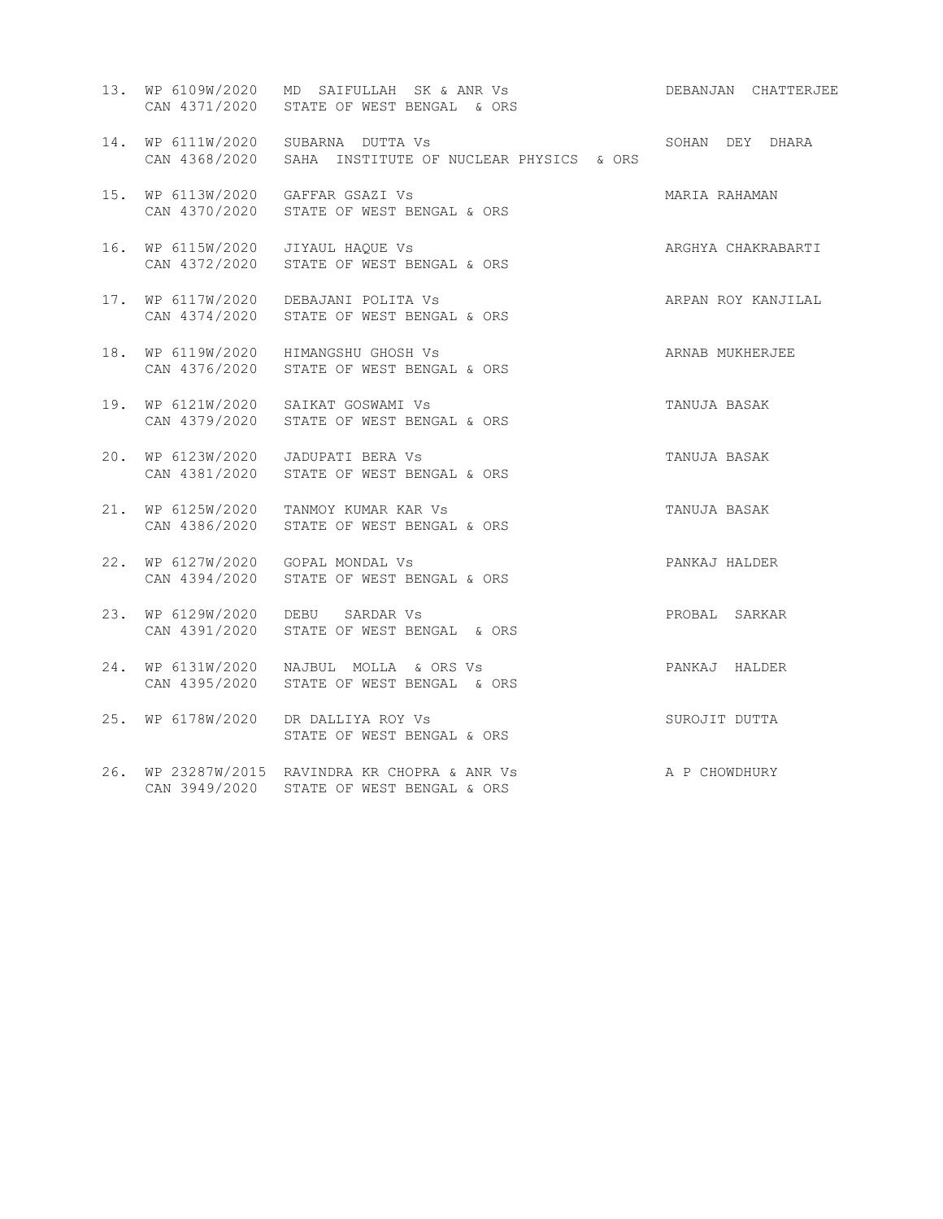| | | | |
|---|---|---|---|
| 13. | WP 6109W/2020<br>CAN 4371/2020 | MD SAIFULLAH SK & ANR Vs<br>STATE OF WEST BENGAL & ORS | DEBANJAN CHATTERJEE |
| 14. | WP 6111W/2020<br>CAN 4368/2020 | SUBARNA DUTTA Vs<br>SAHA INSTITUTE OF NUCLEAR PHYSICS & ORS | SOHAN DEY DHARA |
| 15. | WP 6113W/2020<br>CAN 4370/2020 | GAFFAR GSAZI Vs<br>STATE OF WEST BENGAL & ORS | MARIA RAHAMAN |
| 16. | WP 6115W/2020<br>CAN 4372/2020 | JIYAUL HAQUE Vs<br>STATE OF WEST BENGAL & ORS | ARGHYA CHAKRABARTI |
| 17. | WP 6117W/2020<br>CAN 4374/2020 | DEBAJANI POLITA Vs<br>STATE OF WEST BENGAL & ORS | ARPAN ROY KANJILAL |
| 18. | WP 6119W/2020<br>CAN 4376/2020 | HIMANGSHU GHOSH Vs<br>STATE OF WEST BENGAL & ORS | ARNAB MUKHERJEE |
| 19. | WP 6121W/2020<br>CAN 4379/2020 | SAIKAT GOSWAMI Vs<br>STATE OF WEST BENGAL & ORS | TANUJA BASAK |
| 20. | WP 6123W/2020<br>CAN 4381/2020 | JADUPATI BERA Vs<br>STATE OF WEST BENGAL & ORS | TANUJA BASAK |
| 21. | WP 6125W/2020<br>CAN 4386/2020 | TANMOY KUMAR KAR Vs<br>STATE OF WEST BENGAL & ORS | TANUJA BASAK |
| 22. | WP 6127W/2020<br>CAN 4394/2020 | GOPAL MONDAL Vs<br>STATE OF WEST BENGAL & ORS | PANKAJ HALDER |
| 23. | WP 6129W/2020<br>CAN 4391/2020 | DEBU SARDAR Vs<br>STATE OF WEST BENGAL & ORS | PROBAL SARKAR |
| 24. | WP 6131W/2020<br>CAN 4395/2020 | NAJBUL MOLLA & ORS Vs<br>STATE OF WEST BENGAL & ORS | PANKAJ HALDER |
| 25. | WP 6178W/2020 | DR DALLIYA ROY Vs<br>STATE OF WEST BENGAL & ORS | SUROJIT DUTTA |
| 26. | WP 23287W/2015<br>CAN 3949/2020 | RAVINDRA KR CHOPRA & ANR Vs<br>STATE OF WEST BENGAL & ORS | A P CHOWDHURY |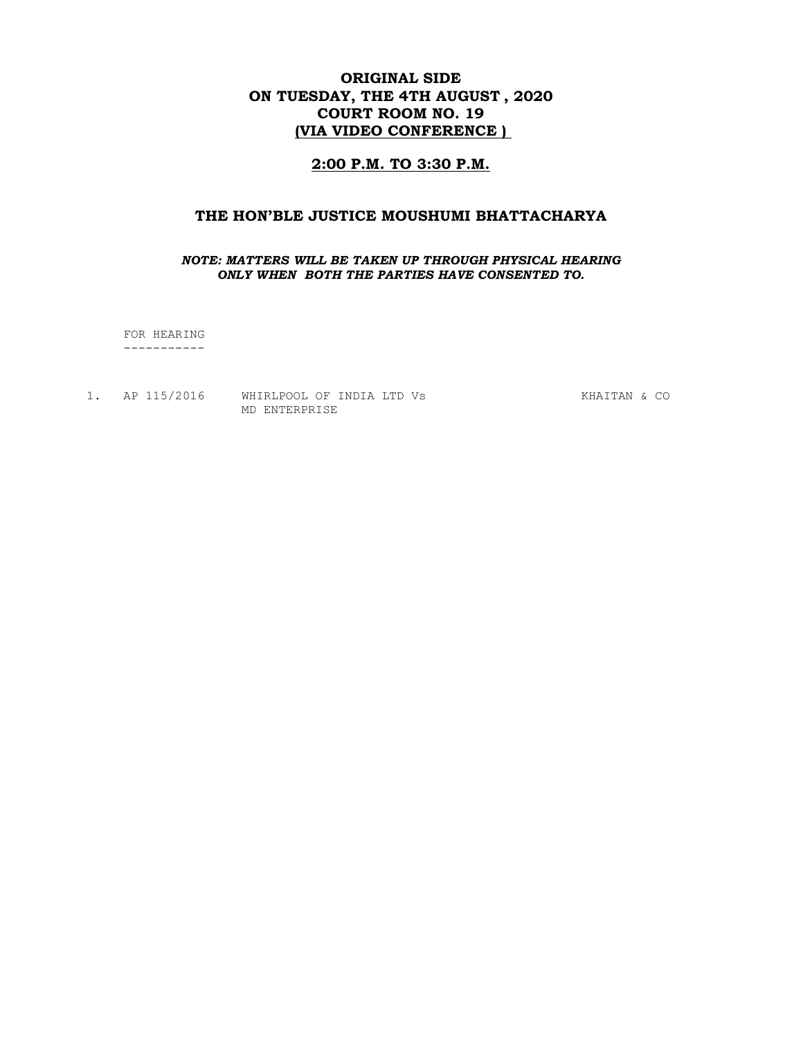# ORIGINAL SIDE
# ON TUESDAY, THE 4TH AUGUST , 2020
# COURT ROOM NO. 19
# (VIA VIDEO CONFERENCE )

## 2:00 P.M. TO 3:30 P.M.

## THE HON'BLE JUSTICE MOUSHUMI BHATTACHARYA

***NOTE: MATTERS WILL BE TAKEN UP THROUGH PHYSICAL HEARING ONLY WHEN BOTH THE PARTIES HAVE CONSENTED TO.***

FOR HEARING
-----------

| | | | |
|---|---|---|---|
| 1. | AP 115/2016 | WHIRLPOOL OF INDIA LTD Vs MD ENTERPRISE | KHAITAN & CO |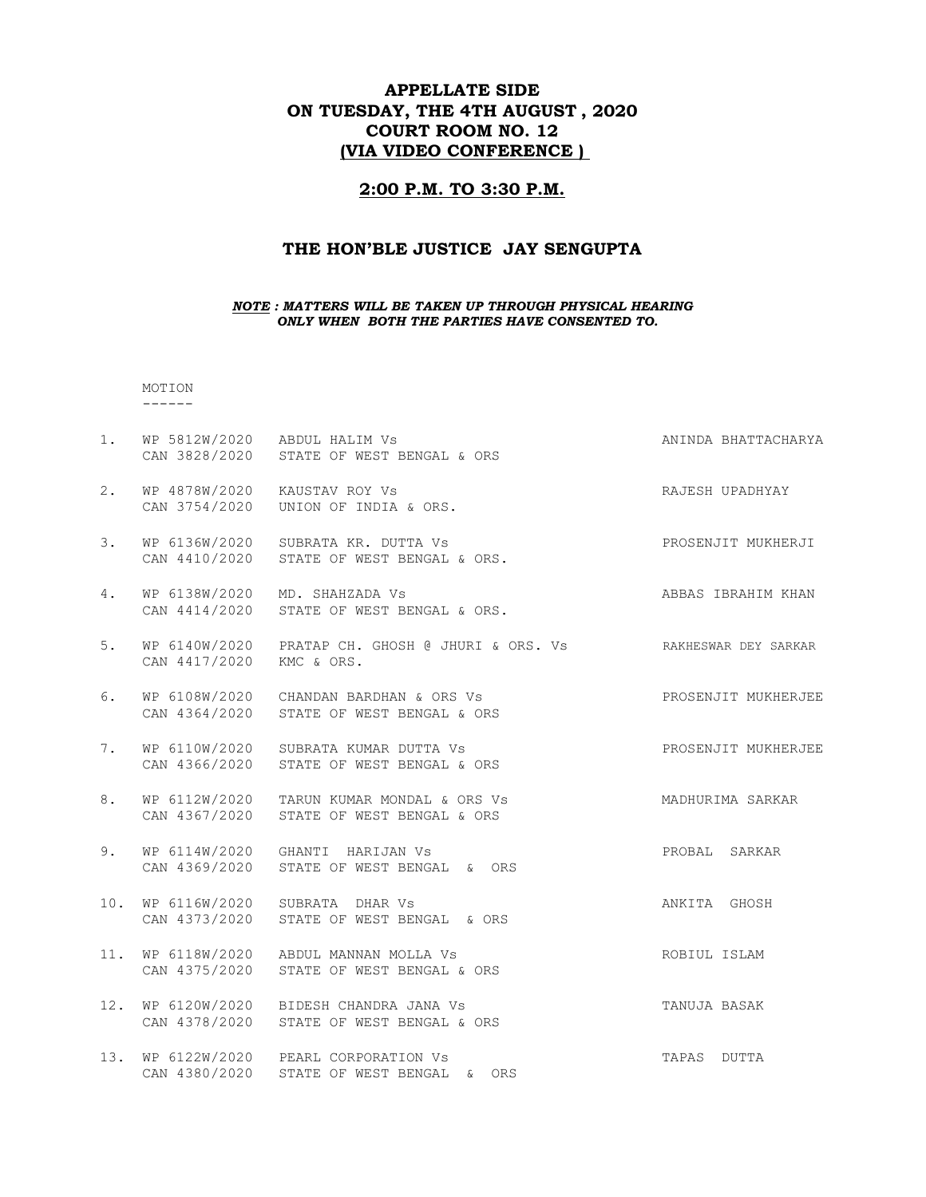# APPELLATE SIDE
# ON TUESDAY, THE 4TH AUGUST , 2020
# COURT ROOM NO. 12
# (VIA VIDEO CONFERENCE )

## 2:00 P.M. TO 3:30 P.M.

## THE HON'BLE JUSTICE JAY SENGUPTA

***NOTE : MATTERS WILL BE TAKEN UP THROUGH PHYSICAL HEARING ONLY WHEN BOTH THE PARTIES HAVE CONSENTED TO.***

MOTION
------

| No. | Case No. | Parties | Advocate |
|---|---|---|---|
| 1. | WP 5812W/2020<br>CAN 3828/2020 | ABDUL HALIM Vs<br>STATE OF WEST BENGAL & ORS | ANINDA BHATTACHARYA |
| 2. | WP 4878W/2020<br>CAN 3754/2020 | KAUSTAV ROY Vs<br>UNION OF INDIA & ORS. | RAJESH UPADHYAY |
| 3. | WP 6136W/2020<br>CAN 4410/2020 | SUBRATA KR. DUTTA Vs<br>STATE OF WEST BENGAL & ORS. | PROSENJIT MUKHERJI |
| 4. | WP 6138W/2020<br>CAN 4414/2020 | MD. SHAHZADA Vs<br>STATE OF WEST BENGAL & ORS. | ABBAS IBRAHIM KHAN |
| 5. | WP 6140W/2020<br>CAN 4417/2020 | PRATAP CH. GHOSH @ JHURI & ORS. Vs<br>KMC & ORS. | RAKHESWAR DEY SARKAR |
| 6. | WP 6108W/2020<br>CAN 4364/2020 | CHANDAN BARDHAN & ORS Vs<br>STATE OF WEST BENGAL & ORS | PROSENJIT MUKHERJEE |
| 7. | WP 6110W/2020<br>CAN 4366/2020 | SUBRATA KUMAR DUTTA Vs<br>STATE OF WEST BENGAL & ORS | PROSENJIT MUKHERJEE |
| 8. | WP 6112W/2020<br>CAN 4367/2020 | TARUN KUMAR MONDAL & ORS Vs<br>STATE OF WEST BENGAL & ORS | MADHURIMA SARKAR |
| 9. | WP 6114W/2020<br>CAN 4369/2020 | GHANTI HARIJAN Vs<br>STATE OF WEST BENGAL & ORS | PROBAL SARKAR |
| 10. | WP 6116W/2020<br>CAN 4373/2020 | SUBRATA DHAR Vs<br>STATE OF WEST BENGAL & ORS | ANKITA GHOSH |
| 11. | WP 6118W/2020<br>CAN 4375/2020 | ABDUL MANNAN MOLLA Vs<br>STATE OF WEST BENGAL & ORS | ROBIUL ISLAM |
| 12. | WP 6120W/2020<br>CAN 4378/2020 | BIDESH CHANDRA JANA Vs<br>STATE OF WEST BENGAL & ORS | TANUJA BASAK |
| 13. | WP 6122W/2020<br>CAN 4380/2020 | PEARL CORPORATION Vs<br>STATE OF WEST BENGAL & ORS | TAPAS DUTTA |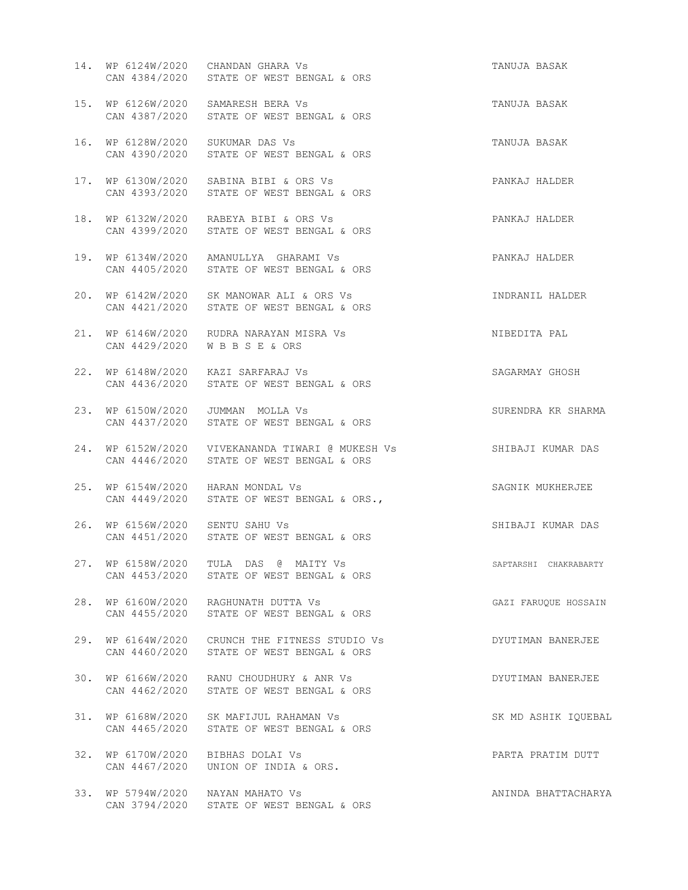| | | | |
|---|---|---|---|
| 14. | WP 6124W/2020<br>CAN 4384/2020 | CHANDAN GHARA Vs<br>STATE OF WEST BENGAL & ORS | TANUJA BASAK |
| 15. | WP 6126W/2020<br>CAN 4387/2020 | SAMARESH BERA Vs<br>STATE OF WEST BENGAL & ORS | TANUJA BASAK |
| 16. | WP 6128W/2020<br>CAN 4390/2020 | SUKUMAR DAS Vs<br>STATE OF WEST BENGAL & ORS | TANUJA BASAK |
| 17. | WP 6130W/2020<br>CAN 4393/2020 | SABINA BIBI & ORS Vs<br>STATE OF WEST BENGAL & ORS | PANKAJ HALDER |
| 18. | WP 6132W/2020<br>CAN 4399/2020 | RABEYA BIBI & ORS Vs<br>STATE OF WEST BENGAL & ORS | PANKAJ HALDER |
| 19. | WP 6134W/2020<br>CAN 4405/2020 | AMANULLYA GHARAMI Vs<br>STATE OF WEST BENGAL & ORS | PANKAJ HALDER |
| 20. | WP 6142W/2020<br>CAN 4421/2020 | SK MANOWAR ALI & ORS Vs<br>STATE OF WEST BENGAL & ORS | INDRANIL HALDER |
| 21. | WP 6146W/2020<br>CAN 4429/2020 | RUDRA NARAYAN MISRA Vs<br>W B B S E & ORS | NIBEDITA PAL |
| 22. | WP 6148W/2020<br>CAN 4436/2020 | KAZI SARFARAJ Vs<br>STATE OF WEST BENGAL & ORS | SAGARMAY GHOSH |
| 23. | WP 6150W/2020<br>CAN 4437/2020 | JUMMAN MOLLA Vs<br>STATE OF WEST BENGAL & ORS | SURENDRA KR SHARMA |
| 24. | WP 6152W/2020<br>CAN 4446/2020 | VIVEKANANDA TIWARI @ MUKESH Vs<br>STATE OF WEST BENGAL & ORS | SHIBAJI KUMAR DAS |
| 25. | WP 6154W/2020<br>CAN 4449/2020 | HARAN MONDAL Vs<br>STATE OF WEST BENGAL & ORS., | SAGNIK MUKHERJEE |
| 26. | WP 6156W/2020<br>CAN 4451/2020 | SENTU SAHU Vs<br>STATE OF WEST BENGAL & ORS | SHIBAJI KUMAR DAS |
| 27. | WP 6158W/2020<br>CAN 4453/2020 | TULA DAS @ MAITY Vs<br>STATE OF WEST BENGAL & ORS | SAPTARSHI CHAKRABARTY |
| 28. | WP 6160W/2020<br>CAN 4455/2020 | RAGHUNATH DUTTA Vs<br>STATE OF WEST BENGAL & ORS | GAZI FARUQUE HOSSAIN |
| 29. | WP 6164W/2020<br>CAN 4460/2020 | CRUNCH THE FITNESS STUDIO Vs<br>STATE OF WEST BENGAL & ORS | DYUTIMAN BANERJEE |
| 30. | WP 6166W/2020<br>CAN 4462/2020 | RANU CHOUDHURY & ANR Vs<br>STATE OF WEST BENGAL & ORS | DYUTIMAN BANERJEE |
| 31. | WP 6168W/2020<br>CAN 4465/2020 | SK MAFIJUL RAHAMAN Vs<br>STATE OF WEST BENGAL & ORS | SK MD ASHIK IQUEBAL |
| 32. | WP 6170W/2020<br>CAN 4467/2020 | BIBHAS DOLAI Vs<br>UNION OF INDIA & ORS. | PARTA PRATIM DUTT |
| 33. | WP 5794W/2020<br>CAN 3794/2020 | NAYAN MAHATO Vs<br>STATE OF WEST BENGAL & ORS | ANINDA BHATTACHARYA |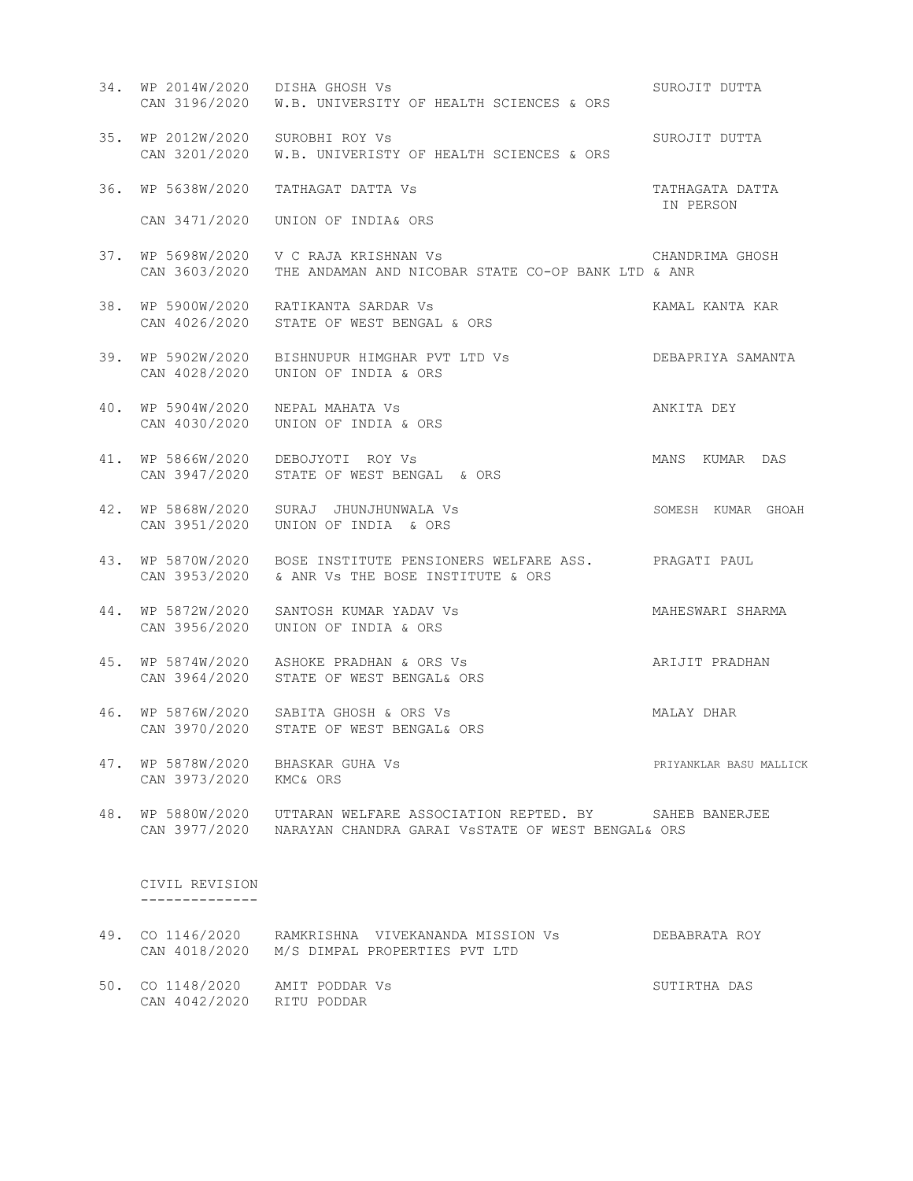| No. | Case No. | Parties | Advocate |
|---|---|---|---|
| 34. | WP 2014W/2020<br>CAN 3196/2020 | DISHA GHOSH Vs<br>W.B. UNIVERSITY OF HEALTH SCIENCES & ORS | SUROJIT DUTTA |
| 35. | WP 2012W/2020<br>CAN 3201/2020 | SUROBHI ROY Vs<br>W.B. UNIVERISTY OF HEALTH SCIENCES & ORS | SUROJIT DUTTA |
| 36. | WP 5638W/2020<br>CAN 3471/2020 | TATHAGAT DATTA Vs<br>UNION OF INDIA& ORS | TATHAGATA DATTA IN PERSON |
| 37. | WP 5698W/2020<br>CAN 3603/2020 | V C RAJA KRISHNAN Vs<br>THE ANDAMAN AND NICOBAR STATE CO-OP BANK LTD & ANR | CHANDRIMA GHOSH |
| 38. | WP 5900W/2020<br>CAN 4026/2020 | RATIKANTA SARDAR Vs<br>STATE OF WEST BENGAL & ORS | KAMAL KANTA KAR |
| 39. | WP 5902W/2020<br>CAN 4028/2020 | BISHNUPUR HIMGHAR PVT LTD Vs<br>UNION OF INDIA & ORS | DEBAPRIYA SAMANTA |
| 40. | WP 5904W/2020<br>CAN 4030/2020 | NEPAL MAHATA Vs<br>UNION OF INDIA & ORS | ANKITA DEY |
| 41. | WP 5866W/2020<br>CAN 3947/2020 | DEBOJYOTI ROY Vs<br>STATE OF WEST BENGAL & ORS | MANS KUMAR DAS |
| 42. | WP 5868W/2020<br>CAN 3951/2020 | SURAJ JHUNJHUNWALA Vs<br>UNION OF INDIA & ORS | SOMESH KUMAR GHOAH |
| 43. | WP 5870W/2020<br>CAN 3953/2020 | BOSE INSTITUTE PENSIONERS WELFARE ASS.<br>& ANR Vs THE BOSE INSTITUTE & ORS | PRAGATI PAUL |
| 44. | WP 5872W/2020<br>CAN 3956/2020 | SANTOSH KUMAR YADAV Vs<br>UNION OF INDIA & ORS | MAHESWARI SHARMA |
| 45. | WP 5874W/2020<br>CAN 3964/2020 | ASHOKE PRADHAN & ORS Vs<br>STATE OF WEST BENGAL& ORS | ARIJIT PRADHAN |
| 46. | WP 5876W/2020<br>CAN 3970/2020 | SABITA GHOSH & ORS Vs<br>STATE OF WEST BENGAL& ORS | MALAY DHAR |
| 47. | WP 5878W/2020<br>CAN 3973/2020 | BHASKAR GUHA Vs<br>KMC& ORS | PRIYANKLAR BASU MALLICK |
| 48. | WP 5880W/2020<br>CAN 3977/2020 | UTTARAN WELFARE ASSOCIATION REPTED. BY<br>NARAYAN CHANDRA GARAI VsSTATE OF WEST BENGAL& ORS | SAHEB BANERJEE |

## CIVIL REVISION

| No. | Case No. | Parties | Advocate |
|---|---|---|---|
| 49. | CO 1146/2020<br>CAN 4018/2020 | RAMKRISHNA VIVEKANANDA MISSION Vs<br>M/S DIMPAL PROPERTIES PVT LTD | DEBABRATA ROY |
| 50. | CO 1148/2020<br>CAN 4042/2020 | AMIT PODDAR Vs<br>RITU PODDAR | SUTIRTHA DAS |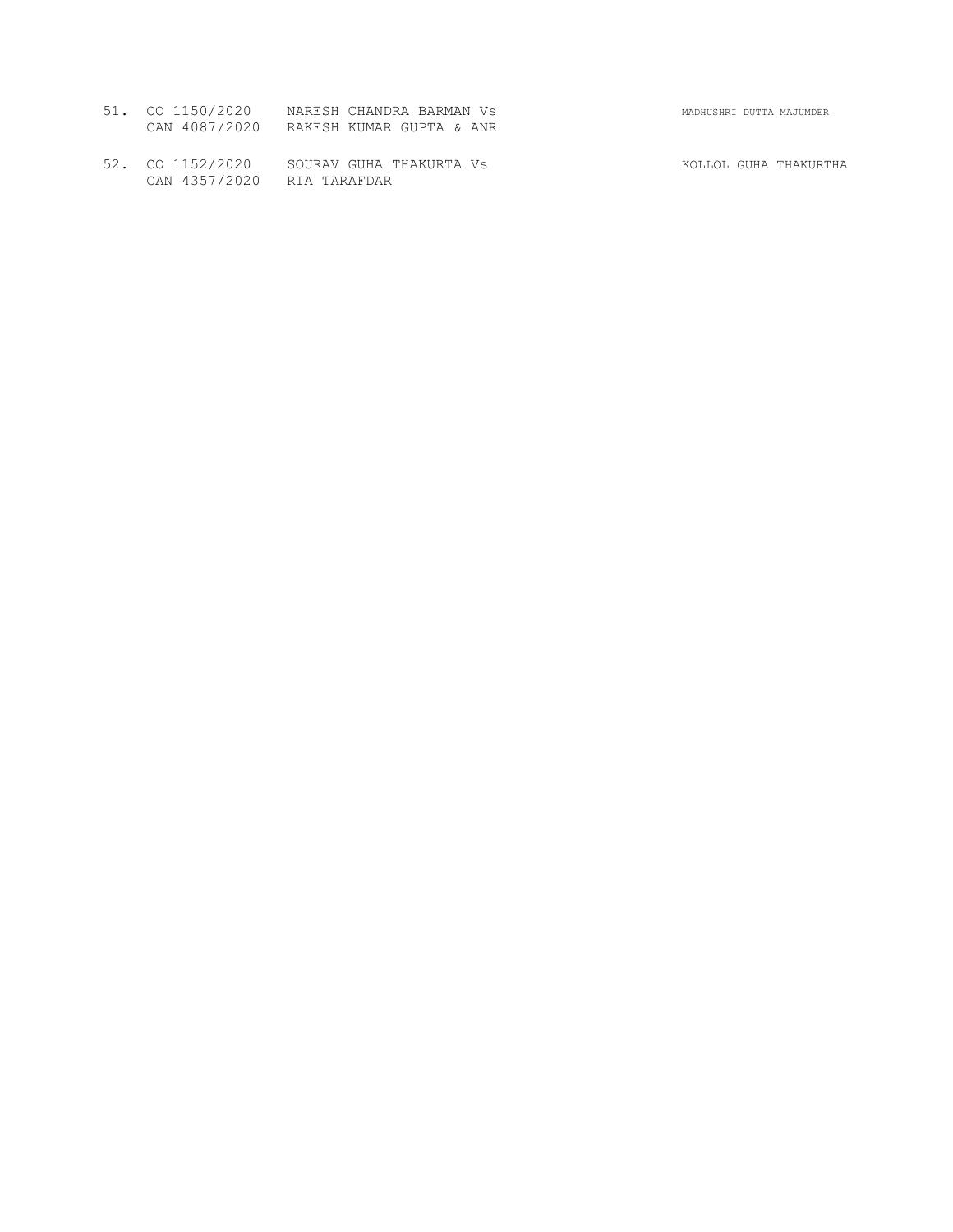| | | | |
|---|---|---|---|
| 51. | CO 1150/2020<br>CAN 4087/2020 | NARESH CHANDRA BARMAN Vs<br>RAKESH KUMAR GUPTA & ANR | MADHUSHRI DUTTA MAJUMDER |
| 52. | CO 1152/2020<br>CAN 4357/2020 | SOURAV GUHA THAKURTA Vs<br>RIA TARAFDAR | KOLLOL GUHA THAKURTHA |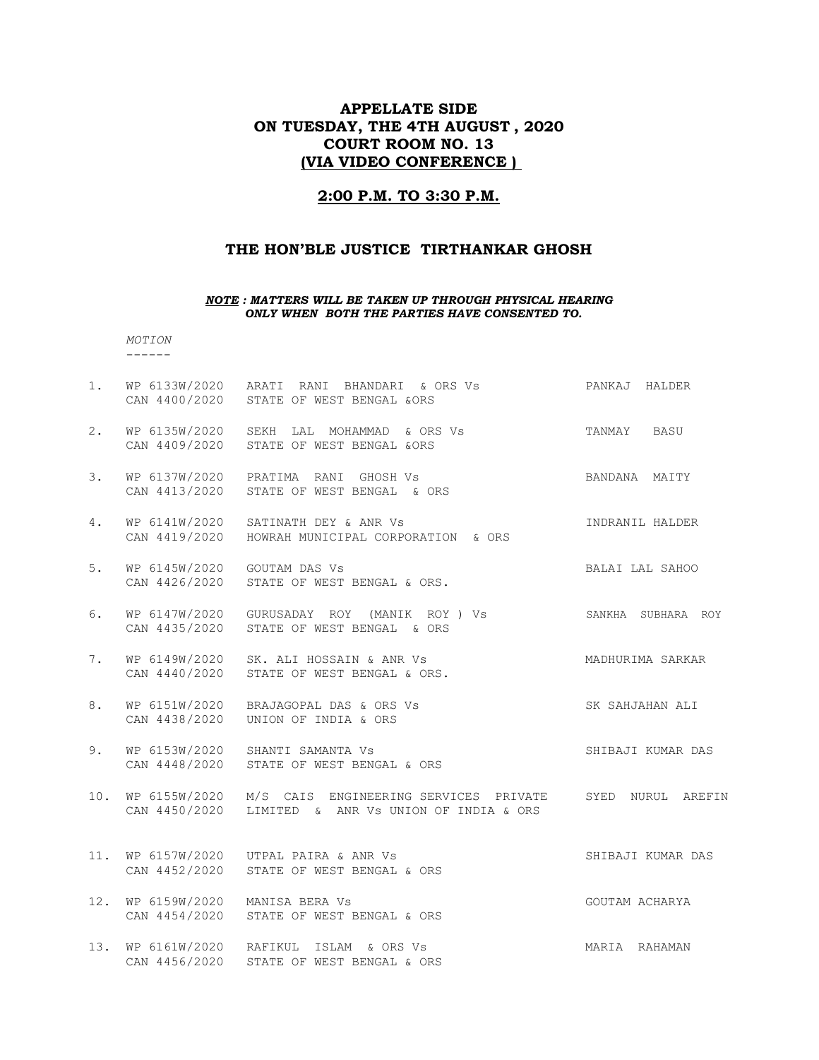**APPELLATE SIDE**
**ON TUESDAY, THE 4TH AUGUST , 2020**
**COURT ROOM NO. 13**
**(VIA VIDEO CONFERENCE )**

**2:00 P.M. TO 3:30 P.M.**

## THE HON'BLE JUSTICE TIRTHANKAR GHOSH

***NOTE : MATTERS WILL BE TAKEN UP THROUGH PHYSICAL HEARING ONLY WHEN BOTH THE PARTIES HAVE CONSENTED TO.***

*MOTION*
------

| No. | Case No. | Parties | Advocate |
|---|---|---|---|
| 1. | WP 6133W/2020<br>CAN 4400/2020 | ARATI RANI BHANDARI & ORS Vs<br>STATE OF WEST BENGAL &ORS | PANKAJ HALDER |
| 2. | WP 6135W/2020<br>CAN 4409/2020 | SEKH LAL MOHAMMAD & ORS Vs<br>STATE OF WEST BENGAL &ORS | TANMAY BASU |
| 3. | WP 6137W/2020<br>CAN 4413/2020 | PRATIMA RANI GHOSH Vs<br>STATE OF WEST BENGAL & ORS | BANDANA MAITY |
| 4. | WP 6141W/2020<br>CAN 4419/2020 | SATINATH DEY & ANR Vs<br>HOWRAH MUNICIPAL CORPORATION & ORS | INDRANIL HALDER |
| 5. | WP 6145W/2020<br>CAN 4426/2020 | GOUTAM DAS Vs<br>STATE OF WEST BENGAL & ORS. | BALAI LAL SAHOO |
| 6. | WP 6147W/2020<br>CAN 4435/2020 | GURUSADAY ROY (MANIK ROY ) Vs<br>STATE OF WEST BENGAL & ORS | SANKHA SUBHARA ROY |
| 7. | WP 6149W/2020<br>CAN 4440/2020 | SK. ALI HOSSAIN & ANR Vs<br>STATE OF WEST BENGAL & ORS. | MADHURIMA SARKAR |
| 8. | WP 6151W/2020<br>CAN 4438/2020 | BRAJAGOPAL DAS & ORS Vs<br>UNION OF INDIA & ORS | SK SAHJAHAN ALI |
| 9. | WP 6153W/2020<br>CAN 4448/2020 | SHANTI SAMANTA Vs<br>STATE OF WEST BENGAL & ORS | SHIBAJI KUMAR DAS |
| 10. | WP 6155W/2020<br>CAN 4450/2020 | M/S CAIS ENGINEERING SERVICES PRIVATE LIMITED & ANR Vs UNION OF INDIA & ORS | SYED NURUL AREFIN |
| 11. | WP 6157W/2020<br>CAN 4452/2020 | UTPAL PAIRA & ANR Vs<br>STATE OF WEST BENGAL & ORS | SHIBAJI KUMAR DAS |
| 12. | WP 6159W/2020<br>CAN 4454/2020 | MANISA BERA Vs<br>STATE OF WEST BENGAL & ORS | GOUTAM ACHARYA |
| 13. | WP 6161W/2020<br>CAN 4456/2020 | RAFIKUL ISLAM & ORS Vs<br>STATE OF WEST BENGAL & ORS | MARIA RAHAMAN |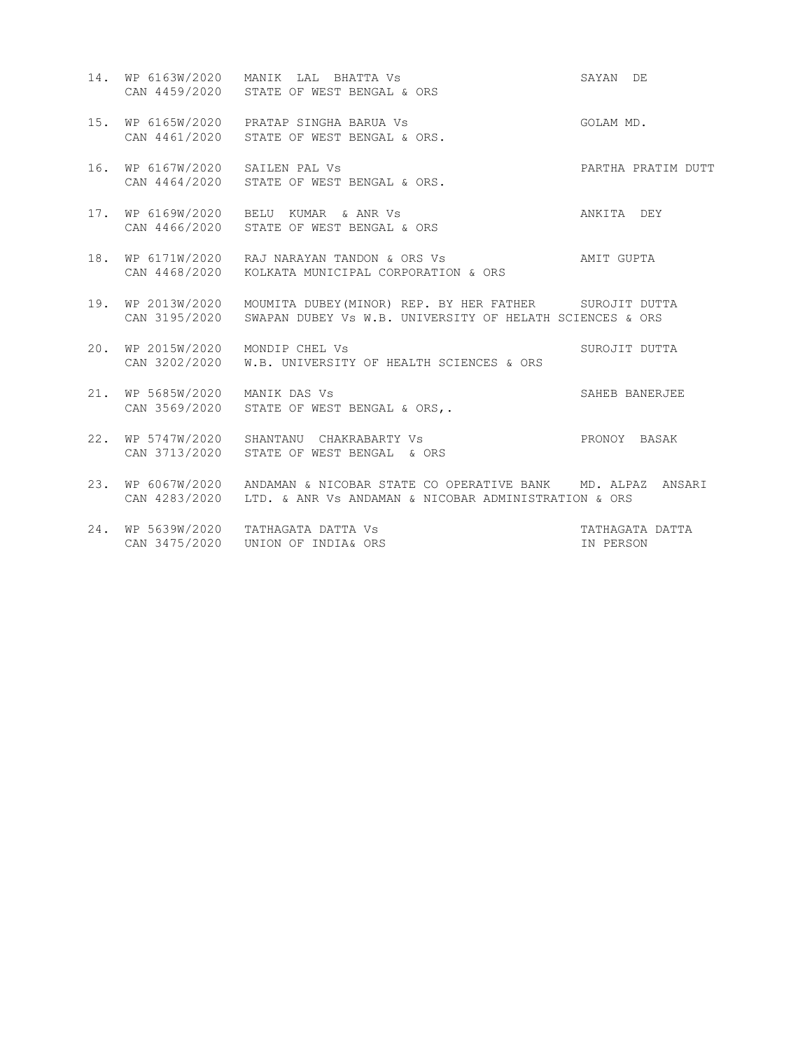| No. | Case No. | Parties | Advocate |
|---|---|---|---|
| 14. | WP 6163W/2020<br>CAN 4459/2020 | MANIK LAL BHATTA Vs<br>STATE OF WEST BENGAL & ORS | SAYAN DE |
| 15. | WP 6165W/2020<br>CAN 4461/2020 | PRATAP SINGHA BARUA Vs<br>STATE OF WEST BENGAL & ORS. | GOLAM MD. |
| 16. | WP 6167W/2020<br>CAN 4464/2020 | SAILEN PAL Vs<br>STATE OF WEST BENGAL & ORS. | PARTHA PRATIM DUTT |
| 17. | WP 6169W/2020<br>CAN 4466/2020 | BELU KUMAR & ANR Vs<br>STATE OF WEST BENGAL & ORS | ANKITA DEY |
| 18. | WP 6171W/2020<br>CAN 4468/2020 | RAJ NARAYAN TANDON & ORS Vs<br>KOLKATA MUNICIPAL CORPORATION & ORS | AMIT GUPTA |
| 19. | WP 2013W/2020<br>CAN 3195/2020 | MOUMITA DUBEY(MINOR) REP. BY HER FATHER<br>SWAPAN DUBEY Vs W.B. UNIVERSITY OF HELATH SCIENCES & ORS | SUROJIT DUTTA |
| 20. | WP 2015W/2020<br>CAN 3202/2020 | MONDIP CHEL Vs<br>W.B. UNIVERSITY OF HEALTH SCIENCES & ORS | SUROJIT DUTTA |
| 21. | WP 5685W/2020<br>CAN 3569/2020 | MANIK DAS Vs<br>STATE OF WEST BENGAL & ORS,. | SAHEB BANERJEE |
| 22. | WP 5747W/2020<br>CAN 3713/2020 | SHANTANU CHAKRABARTY Vs<br>STATE OF WEST BENGAL & ORS | PRONOY BASAK |
| 23. | WP 6067W/2020<br>CAN 4283/2020 | ANDAMAN & NICOBAR STATE CO OPERATIVE BANK<br>LTD. & ANR Vs ANDAMAN & NICOBAR ADMINISTRATION & ORS | MD. ALPAZ ANSARI |
| 24. | WP 5639W/2020<br>CAN 3475/2020 | TATHAGATA DATTA Vs<br>UNION OF INDIA& ORS | TATHAGATA DATTA<br>IN PERSON |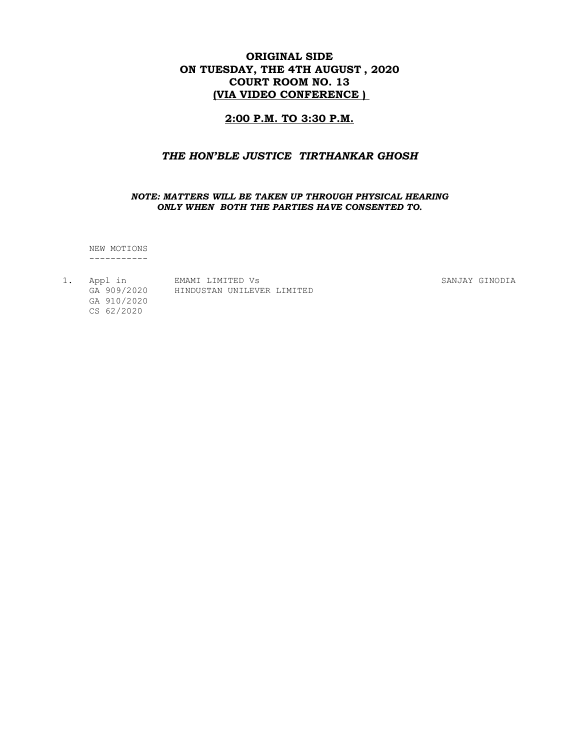# ORIGINAL SIDE
# ON TUESDAY, THE 4TH AUGUST , 2020
# COURT ROOM NO. 13
# (VIA VIDEO CONFERENCE )

## 2:00 P.M. TO 3:30 P.M.

### *THE HON'BLE JUSTICE TIRTHANKAR GHOSH*

***NOTE: MATTERS WILL BE TAKEN UP THROUGH PHYSICAL HEARING ONLY WHEN BOTH THE PARTIES HAVE CONSENTED TO.***

NEW MOTIONS
-----------

| | | | |
|---|---|---|---|
| 1. | Appl in<br>GA 909/2020<br>GA 910/2020<br>CS 62/2020 | EMAMI LIMITED Vs<br>HINDUSTAN UNILEVER LIMITED | SANJAY GINODIA |